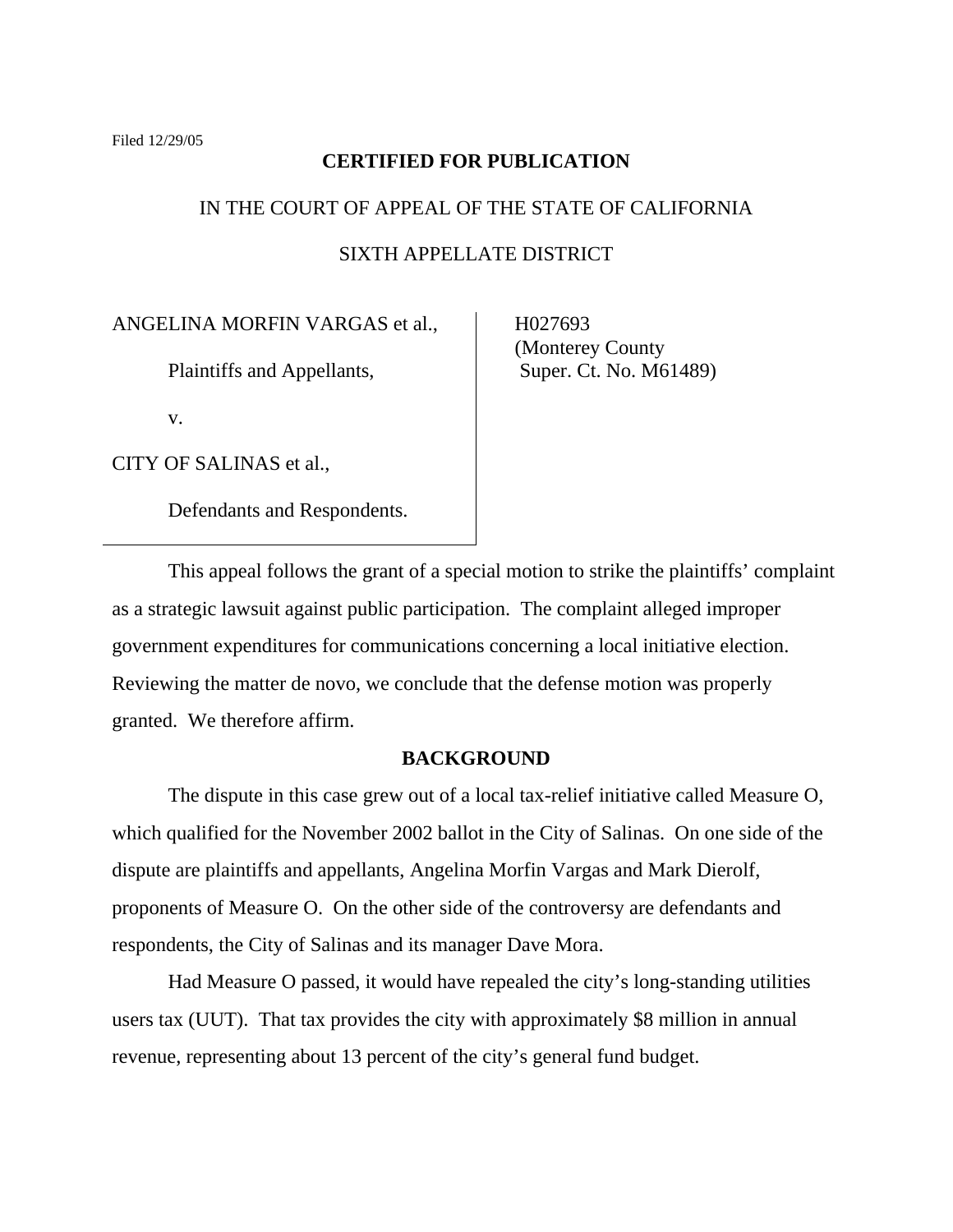Filed 12/29/05

**CERTIFIED FOR PUBLICATION**

IN THE COURT OF APPEAL OF THE STATE OF CALIFORNIA

SIXTH APPELLATE DISTRICT

| | |
|---|---|
| ANGELINA MORFIN VARGAS et al.,<br><br>Plaintiffs and Appellants,<br><br>v.<br><br>CITY OF SALINAS et al.,<br><br>Defendants and Respondents. | H027693<br>(Monterey County<br>Super. Ct. No. M61489) |

This appeal follows the grant of a special motion to strike the plaintiffs' complaint as a strategic lawsuit against public participation. The complaint alleged improper government expenditures for communications concerning a local initiative election. Reviewing the matter de novo, we conclude that the defense motion was properly granted. We therefore affirm.

## BACKGROUND

The dispute in this case grew out of a local tax-relief initiative called Measure O, which qualified for the November 2002 ballot in the City of Salinas. On one side of the dispute are plaintiffs and appellants, Angelina Morfin Vargas and Mark Dierolf, proponents of Measure O. On the other side of the controversy are defendants and respondents, the City of Salinas and its manager Dave Mora.

Had Measure O passed, it would have repealed the city's long-standing utilities users tax (UUT). That tax provides the city with approximately $8 million in annual revenue, representing about 13 percent of the city's general fund budget.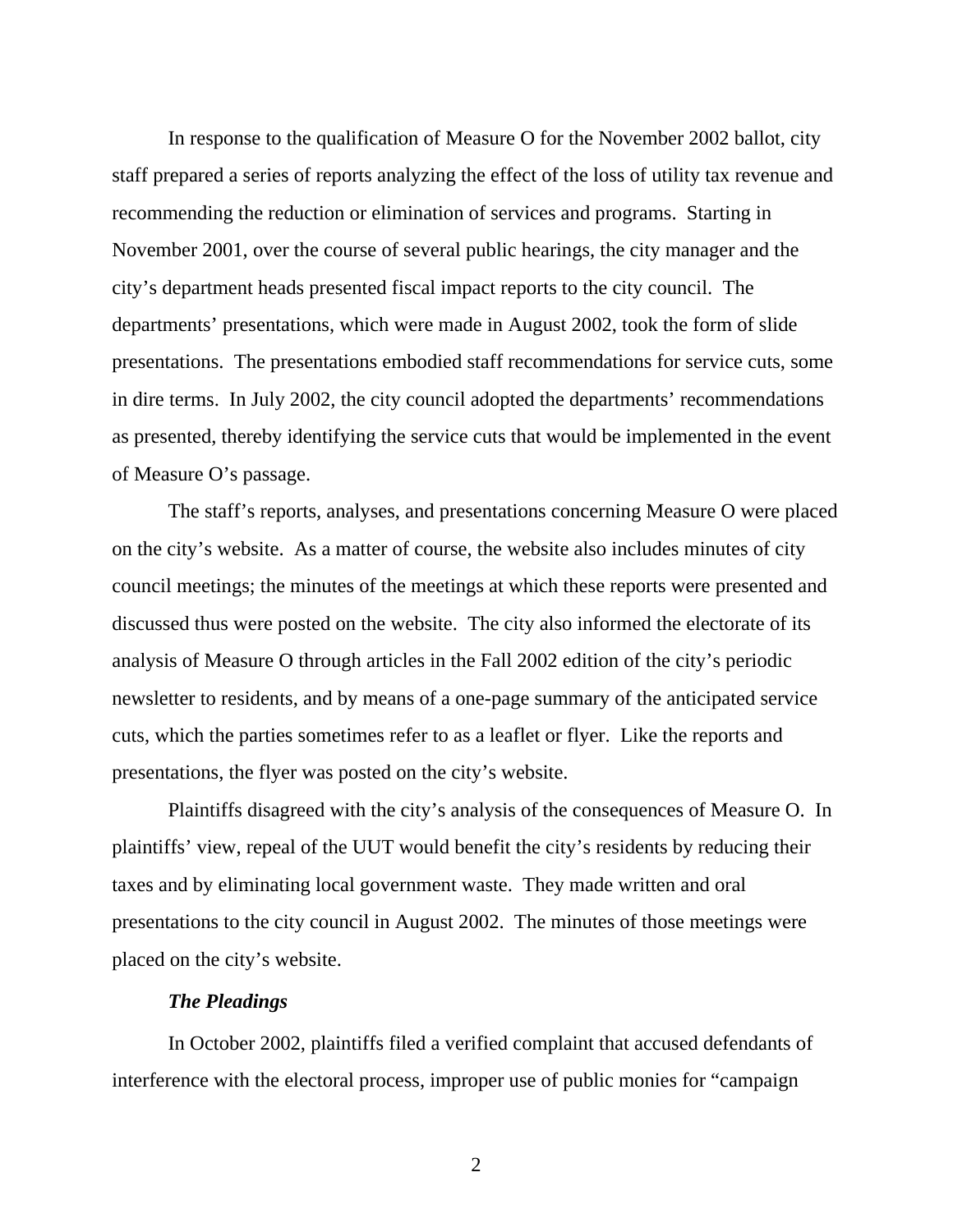In response to the qualification of Measure O for the November 2002 ballot, city staff prepared a series of reports analyzing the effect of the loss of utility tax revenue and recommending the reduction or elimination of services and programs. Starting in November 2001, over the course of several public hearings, the city manager and the city's department heads presented fiscal impact reports to the city council. The departments' presentations, which were made in August 2002, took the form of slide presentations. The presentations embodied staff recommendations for service cuts, some in dire terms. In July 2002, the city council adopted the departments' recommendations as presented, thereby identifying the service cuts that would be implemented in the event of Measure O's passage.

The staff's reports, analyses, and presentations concerning Measure O were placed on the city's website. As a matter of course, the website also includes minutes of city council meetings; the minutes of the meetings at which these reports were presented and discussed thus were posted on the website. The city also informed the electorate of its analysis of Measure O through articles in the Fall 2002 edition of the city's periodic newsletter to residents, and by means of a one-page summary of the anticipated service cuts, which the parties sometimes refer to as a leaflet or flyer. Like the reports and presentations, the flyer was posted on the city's website.

Plaintiffs disagreed with the city's analysis of the consequences of Measure O. In plaintiffs' view, repeal of the UUT would benefit the city's residents by reducing their taxes and by eliminating local government waste. They made written and oral presentations to the city council in August 2002. The minutes of those meetings were placed on the city's website.

***The Pleadings***

In October 2002, plaintiffs filed a verified complaint that accused defendants of interference with the electoral process, improper use of public monies for "campaign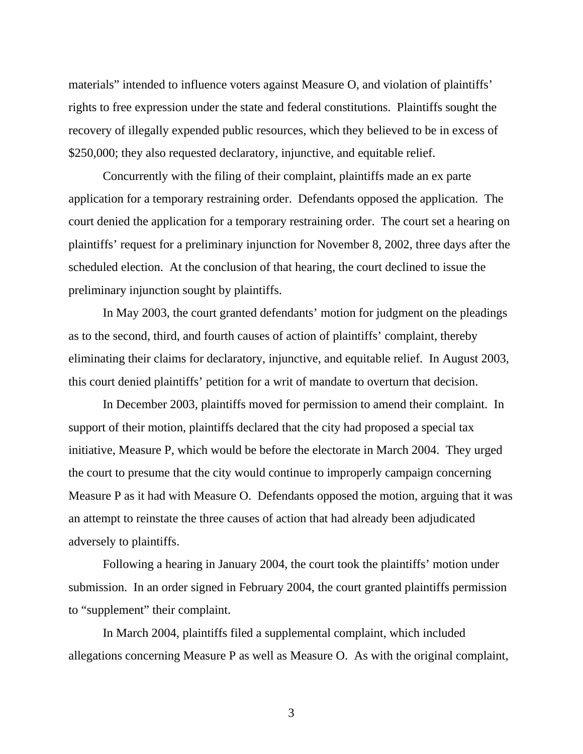materials" intended to influence voters against Measure O, and violation of plaintiffs' rights to free expression under the state and federal constitutions. Plaintiffs sought the recovery of illegally expended public resources, which they believed to be in excess of $250,000; they also requested declaratory, injunctive, and equitable relief.

Concurrently with the filing of their complaint, plaintiffs made an ex parte application for a temporary restraining order. Defendants opposed the application. The court denied the application for a temporary restraining order. The court set a hearing on plaintiffs' request for a preliminary injunction for November 8, 2002, three days after the scheduled election. At the conclusion of that hearing, the court declined to issue the preliminary injunction sought by plaintiffs.

In May 2003, the court granted defendants' motion for judgment on the pleadings as to the second, third, and fourth causes of action of plaintiffs' complaint, thereby eliminating their claims for declaratory, injunctive, and equitable relief. In August 2003, this court denied plaintiffs' petition for a writ of mandate to overturn that decision.

In December 2003, plaintiffs moved for permission to amend their complaint. In support of their motion, plaintiffs declared that the city had proposed a special tax initiative, Measure P, which would be before the electorate in March 2004. They urged the court to presume that the city would continue to improperly campaign concerning Measure P as it had with Measure O. Defendants opposed the motion, arguing that it was an attempt to reinstate the three causes of action that had already been adjudicated adversely to plaintiffs.

Following a hearing in January 2004, the court took the plaintiffs' motion under submission. In an order signed in February 2004, the court granted plaintiffs permission to "supplement" their complaint.

In March 2004, plaintiffs filed a supplemental complaint, which included allegations concerning Measure P as well as Measure O. As with the original complaint,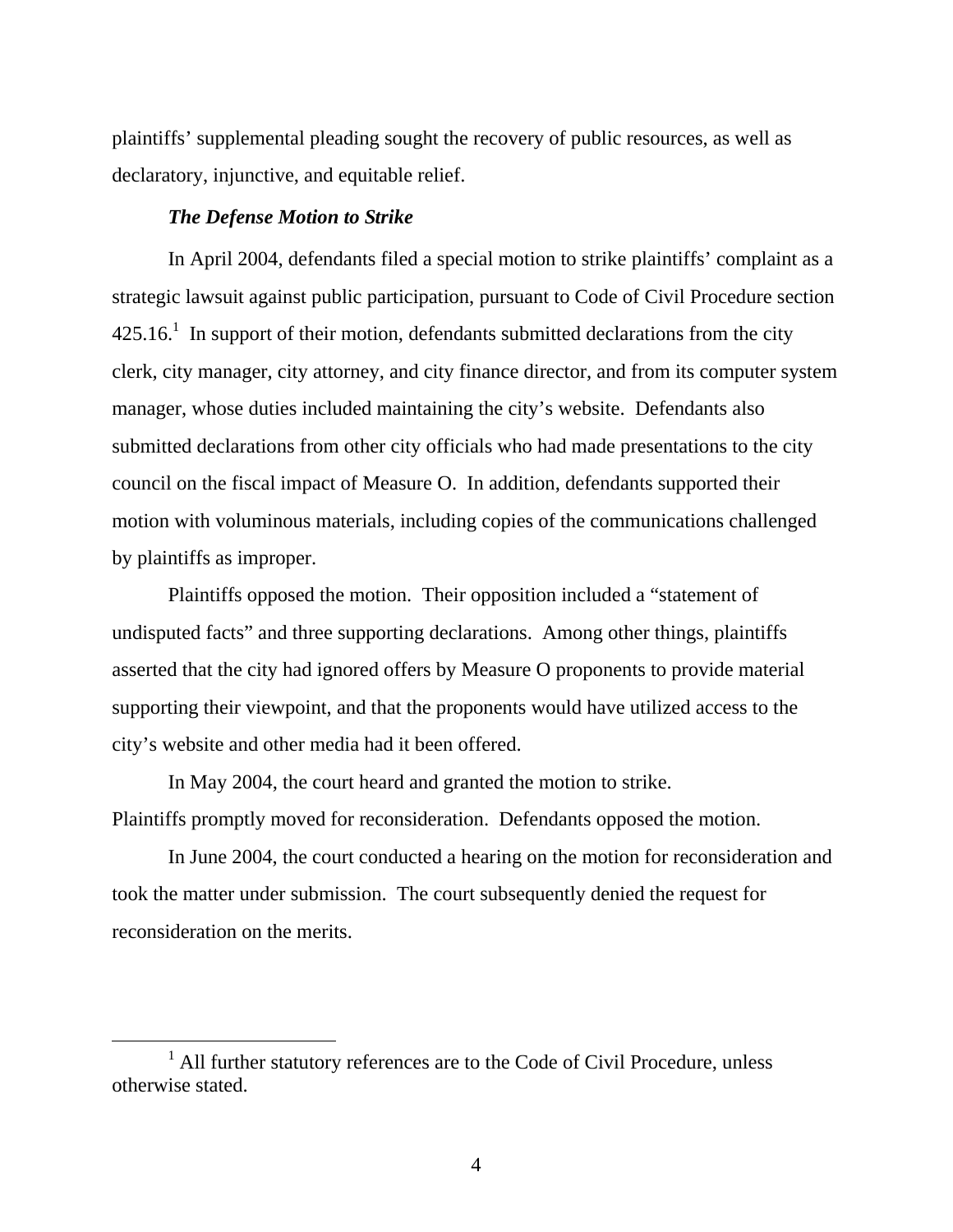plaintiffs' supplemental pleading sought the recovery of public resources, as well as declaratory, injunctive, and equitable relief.

***The Defense Motion to Strike***

In April 2004, defendants filed a special motion to strike plaintiffs' complaint as a strategic lawsuit against public participation, pursuant to Code of Civil Procedure section 425.16.[1] In support of their motion, defendants submitted declarations from the city clerk, city manager, city attorney, and city finance director, and from its computer system manager, whose duties included maintaining the city's website. Defendants also submitted declarations from other city officials who had made presentations to the city council on the fiscal impact of Measure O. In addition, defendants supported their motion with voluminous materials, including copies of the communications challenged by plaintiffs as improper.

Plaintiffs opposed the motion. Their opposition included a "statement of undisputed facts" and three supporting declarations. Among other things, plaintiffs asserted that the city had ignored offers by Measure O proponents to provide material supporting their viewpoint, and that the proponents would have utilized access to the city's website and other media had it been offered.

In May 2004, the court heard and granted the motion to strike. Plaintiffs promptly moved for reconsideration. Defendants opposed the motion.

In June 2004, the court conducted a hearing on the motion for reconsideration and took the matter under submission. The court subsequently denied the request for reconsideration on the merits.

---

[1] All further statutory references are to the Code of Civil Procedure, unless otherwise stated.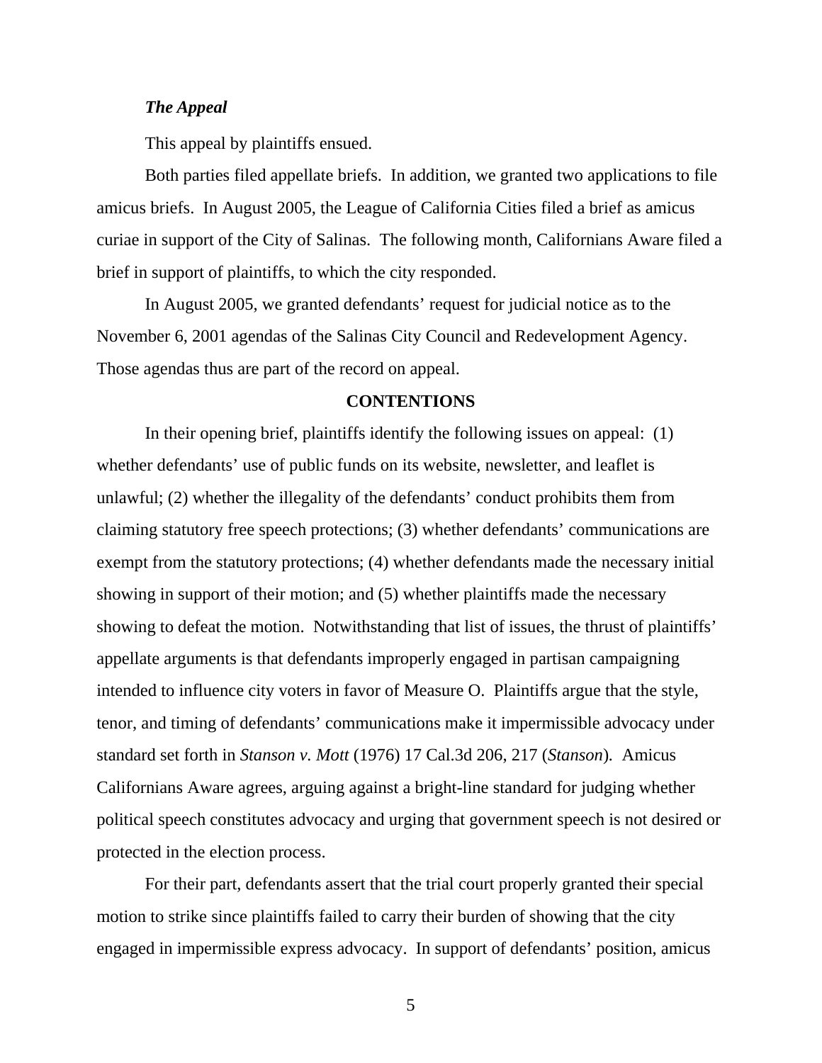***The Appeal***

This appeal by plaintiffs ensued.

Both parties filed appellate briefs. In addition, we granted two applications to file amicus briefs. In August 2005, the League of California Cities filed a brief as amicus curiae in support of the City of Salinas. The following month, Californians Aware filed a brief in support of plaintiffs, to which the city responded.

In August 2005, we granted defendants' request for judicial notice as to the November 6, 2001 agendas of the Salinas City Council and Redevelopment Agency. Those agendas thus are part of the record on appeal.

**CONTENTIONS**

In their opening brief, plaintiffs identify the following issues on appeal: (1) whether defendants' use of public funds on its website, newsletter, and leaflet is unlawful; (2) whether the illegality of the defendants' conduct prohibits them from claiming statutory free speech protections; (3) whether defendants' communications are exempt from the statutory protections; (4) whether defendants made the necessary initial showing in support of their motion; and (5) whether plaintiffs made the necessary showing to defeat the motion. Notwithstanding that list of issues, the thrust of plaintiffs' appellate arguments is that defendants improperly engaged in partisan campaigning intended to influence city voters in favor of Measure O. Plaintiffs argue that the style, tenor, and timing of defendants' communications make it impermissible advocacy under standard set forth in *Stanson v. Mott* (1976) 17 Cal.3d 206, 217 (*Stanson*). Amicus Californians Aware agrees, arguing against a bright-line standard for judging whether political speech constitutes advocacy and urging that government speech is not desired or protected in the election process.

For their part, defendants assert that the trial court properly granted their special motion to strike since plaintiffs failed to carry their burden of showing that the city engaged in impermissible express advocacy. In support of defendants' position, amicus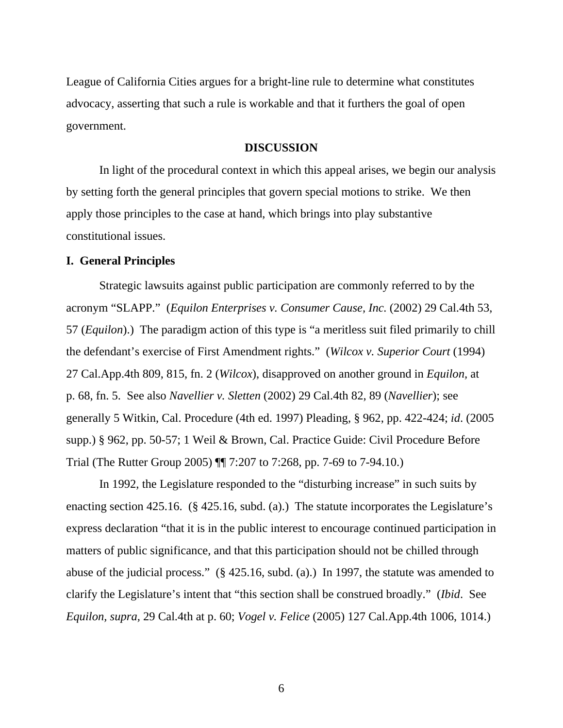League of California Cities argues for a bright-line rule to determine what constitutes advocacy, asserting that such a rule is workable and that it furthers the goal of open government.

## DISCUSSION

In light of the procedural context in which this appeal arises, we begin our analysis by setting forth the general principles that govern special motions to strike. We then apply those principles to the case at hand, which brings into play substantive constitutional issues.

### I. General Principles

Strategic lawsuits against public participation are commonly referred to by the acronym "SLAPP." (*Equilon Enterprises v. Consumer Cause, Inc.* (2002) 29 Cal.4th 53, 57 (*Equilon*).) The paradigm action of this type is "a meritless suit filed primarily to chill the defendant's exercise of First Amendment rights." (*Wilcox v. Superior Court* (1994) 27 Cal.App.4th 809, 815, fn. 2 (*Wilcox*), disapproved on another ground in *Equilon,* at p. 68, fn. 5. See also *Navellier v. Sletten* (2002) 29 Cal.4th 82, 89 (*Navellier*); see generally 5 Witkin, Cal. Procedure (4th ed. 1997) Pleading, § 962, pp. 422-424; *id*. (2005 supp.) § 962, pp. 50-57; 1 Weil & Brown, Cal. Practice Guide: Civil Procedure Before Trial (The Rutter Group 2005) ¶¶ 7:207 to 7:268, pp. 7-69 to 7-94.10.)

In 1992, the Legislature responded to the "disturbing increase" in such suits by enacting section 425.16. (§ 425.16, subd. (a).) The statute incorporates the Legislature's express declaration "that it is in the public interest to encourage continued participation in matters of public significance, and that this participation should not be chilled through abuse of the judicial process." (§ 425.16, subd. (a).) In 1997, the statute was amended to clarify the Legislature's intent that "this section shall be construed broadly." (*Ibid*. See *Equilon, supra,* 29 Cal.4th at p. 60; *Vogel v. Felice* (2005) 127 Cal.App.4th 1006, 1014.)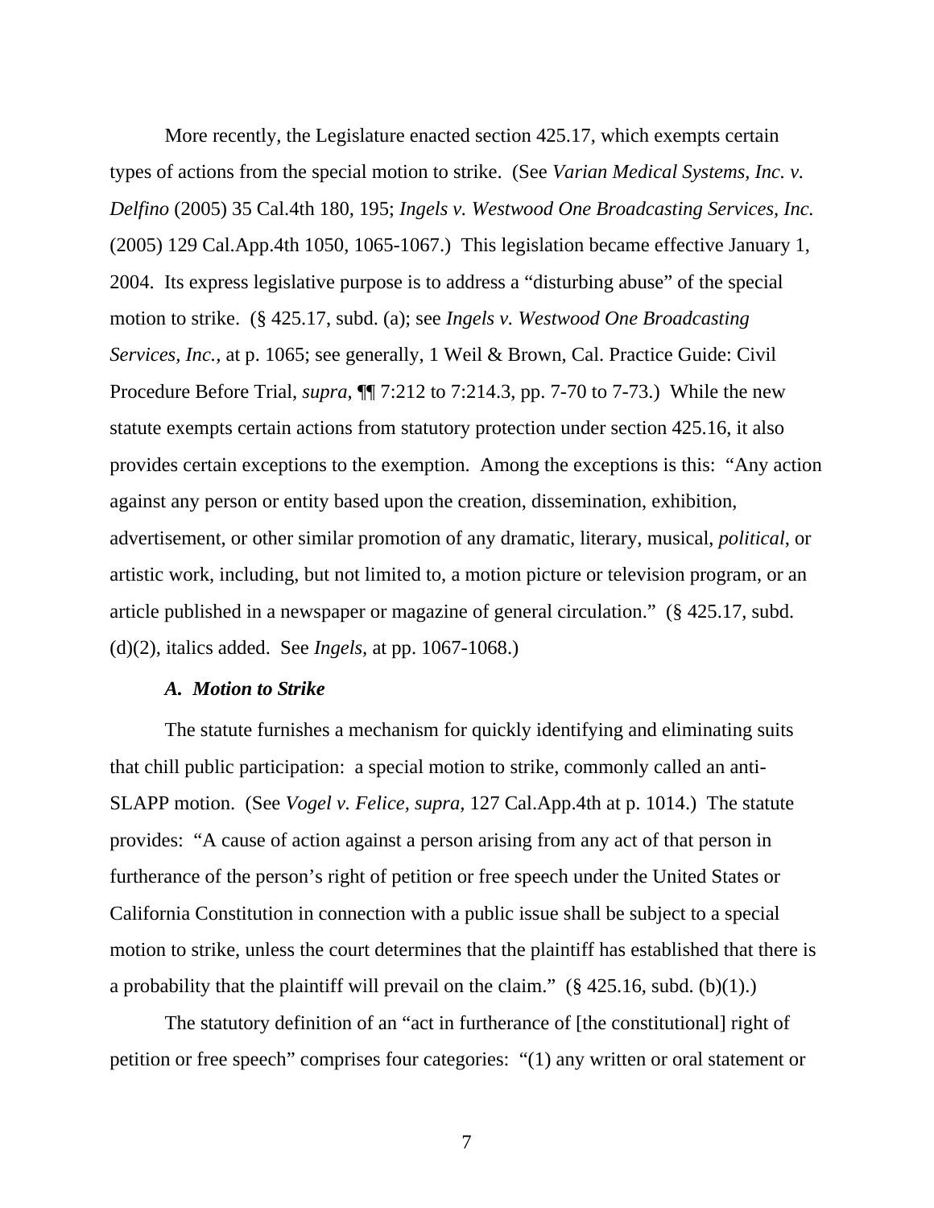More recently, the Legislature enacted section 425.17, which exempts certain types of actions from the special motion to strike. (See *Varian Medical Systems, Inc. v. Delfino* (2005) 35 Cal.4th 180, 195; *Ingels v. Westwood One Broadcasting Services, Inc.* (2005) 129 Cal.App.4th 1050, 1065-1067.) This legislation became effective January 1, 2004. Its express legislative purpose is to address a "disturbing abuse" of the special motion to strike. (§ 425.17, subd. (a); see *Ingels v. Westwood One Broadcasting Services, Inc.,* at p. 1065; see generally, 1 Weil & Brown, Cal. Practice Guide: Civil Procedure Before Trial, *supra*, ¶¶ 7:212 to 7:214.3, pp. 7-70 to 7-73.) While the new statute exempts certain actions from statutory protection under section 425.16, it also provides certain exceptions to the exemption. Among the exceptions is this: "Any action against any person or entity based upon the creation, dissemination, exhibition, advertisement, or other similar promotion of any dramatic, literary, musical, *political*, or artistic work, including, but not limited to, a motion picture or television program, or an article published in a newspaper or magazine of general circulation." (§ 425.17, subd. (d)(2), italics added. See *Ingels,* at pp. 1067-1068.)

***A. Motion to Strike***

The statute furnishes a mechanism for quickly identifying and eliminating suits that chill public participation: a special motion to strike, commonly called an anti-SLAPP motion. (See *Vogel v. Felice*, *supra,* 127 Cal.App.4th at p. 1014.) The statute provides: "A cause of action against a person arising from any act of that person in furtherance of the person's right of petition or free speech under the United States or California Constitution in connection with a public issue shall be subject to a special motion to strike, unless the court determines that the plaintiff has established that there is a probability that the plaintiff will prevail on the claim." (§ 425.16, subd. (b)(1).)

The statutory definition of an "act in furtherance of [the constitutional] right of petition or free speech" comprises four categories: "(1) any written or oral statement or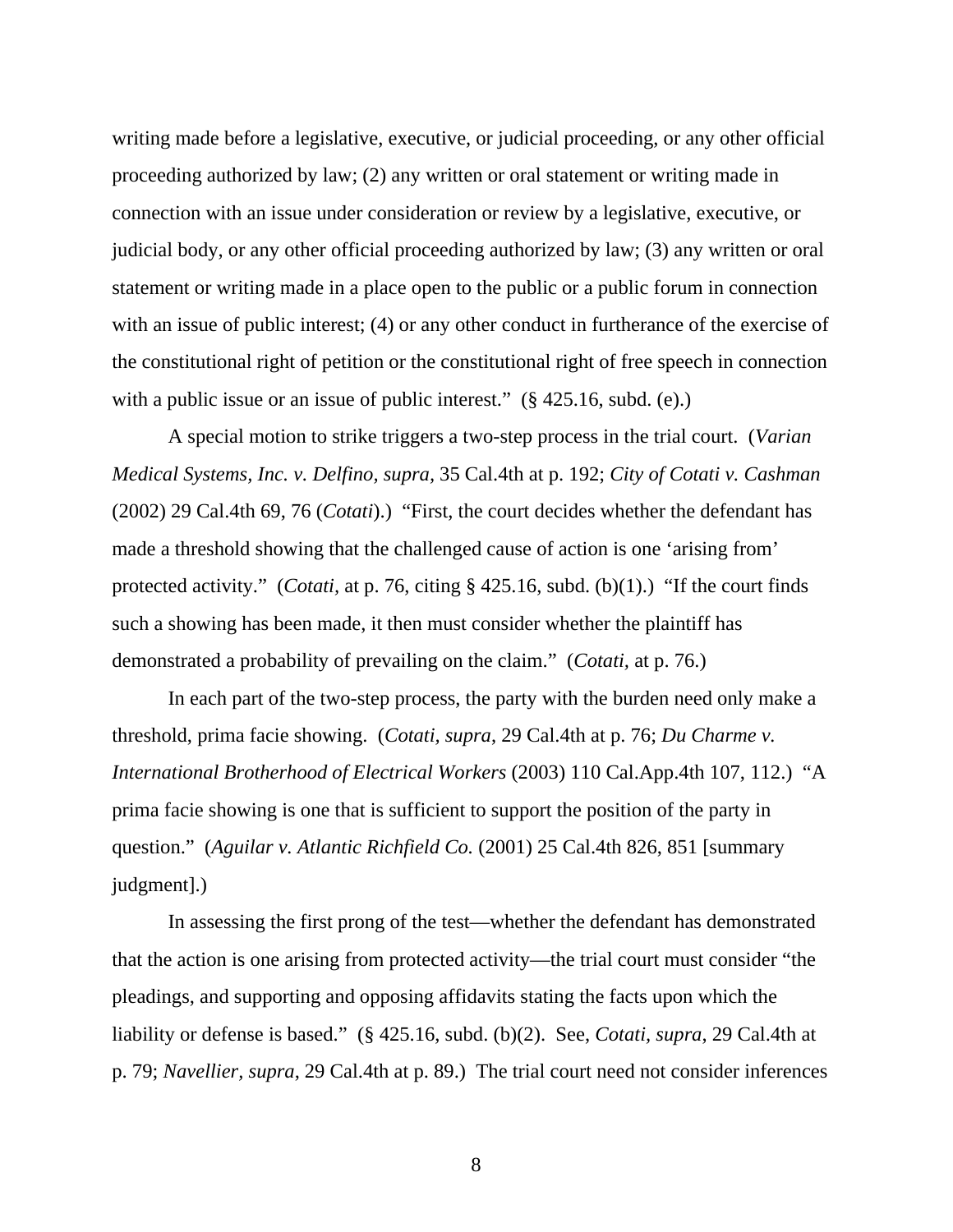writing made before a legislative, executive, or judicial proceeding, or any other official proceeding authorized by law; (2) any written or oral statement or writing made in connection with an issue under consideration or review by a legislative, executive, or judicial body, or any other official proceeding authorized by law; (3) any written or oral statement or writing made in a place open to the public or a public forum in connection with an issue of public interest; (4) or any other conduct in furtherance of the exercise of the constitutional right of petition or the constitutional right of free speech in connection with a public issue or an issue of public interest." (§ 425.16, subd. (e).)

A special motion to strike triggers a two-step process in the trial court. (*Varian Medical Systems, Inc. v. Delfino, supra*, 35 Cal.4th at p. 192; *City of Cotati v. Cashman* (2002) 29 Cal.4th 69, 76 (*Cotati*).) "First, the court decides whether the defendant has made a threshold showing that the challenged cause of action is one 'arising from' protected activity." (*Cotati*, at p. 76, citing § 425.16, subd. (b)(1).) "If the court finds such a showing has been made, it then must consider whether the plaintiff has demonstrated a probability of prevailing on the claim." (*Cotati,* at p. 76.)

In each part of the two-step process, the party with the burden need only make a threshold, prima facie showing. (*Cotati, supra*, 29 Cal.4th at p. 76; *Du Charme v. International Brotherhood of Electrical Workers* (2003) 110 Cal.App.4th 107, 112.) "A prima facie showing is one that is sufficient to support the position of the party in question." (*Aguilar v. Atlantic Richfield Co.* (2001) 25 Cal.4th 826, 851 [summary judgment].)

In assessing the first prong of the test—whether the defendant has demonstrated that the action is one arising from protected activity—the trial court must consider "the pleadings, and supporting and opposing affidavits stating the facts upon which the liability or defense is based." (§ 425.16, subd. (b)(2). See, *Cotati*, *supra*, 29 Cal.4th at p. 79; *Navellier, supra*, 29 Cal.4th at p. 89.) The trial court need not consider inferences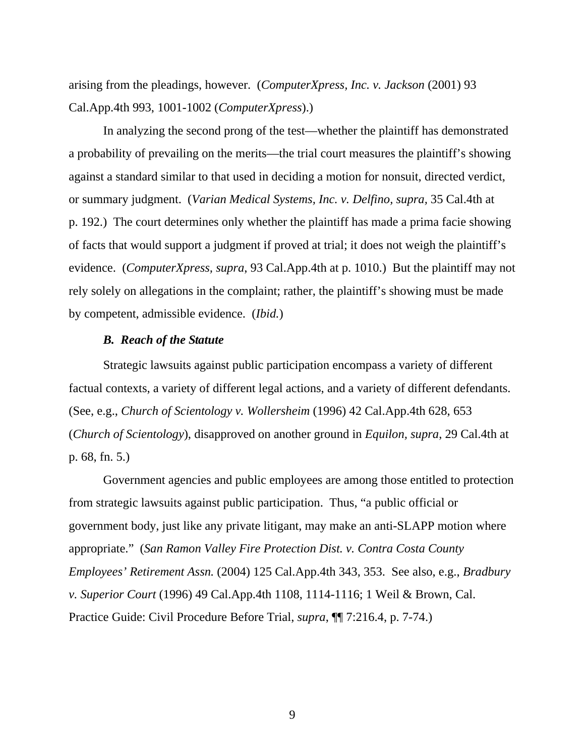arising from the pleadings, however. (*ComputerXpress, Inc. v. Jackson* (2001) 93 Cal.App.4th 993, 1001-1002 (*ComputerXpress*).)

In analyzing the second prong of the test—whether the plaintiff has demonstrated a probability of prevailing on the merits—the trial court measures the plaintiff's showing against a standard similar to that used in deciding a motion for nonsuit, directed verdict, or summary judgment. (*Varian Medical Systems, Inc. v. Delfino*, *supra*, 35 Cal.4th at p. 192.) The court determines only whether the plaintiff has made a prima facie showing of facts that would support a judgment if proved at trial; it does not weigh the plaintiff's evidence. (*ComputerXpress*, *supra*, 93 Cal.App.4th at p. 1010.) But the plaintiff may not rely solely on allegations in the complaint; rather, the plaintiff's showing must be made by competent, admissible evidence. (*Ibid.*)

### ***B. Reach of the Statute***

Strategic lawsuits against public participation encompass a variety of different factual contexts, a variety of different legal actions, and a variety of different defendants. (See, e.g., *Church of Scientology v. Wollersheim* (1996) 42 Cal.App.4th 628, 653 (*Church of Scientology*), disapproved on another ground in *Equilon, supra*, 29 Cal.4th at p. 68, fn. 5.)

Government agencies and public employees are among those entitled to protection from strategic lawsuits against public participation. Thus, "a public official or government body, just like any private litigant, may make an anti-SLAPP motion where appropriate." (*San Ramon Valley Fire Protection Dist. v. Contra Costa County Employees' Retirement Assn.* (2004) 125 Cal.App.4th 343, 353. See also, e.g., *Bradbury v. Superior Court* (1996) 49 Cal.App.4th 1108, 1114-1116; 1 Weil & Brown, Cal. Practice Guide: Civil Procedure Before Trial, *supra*, ¶¶ 7:216.4, p. 7-74.)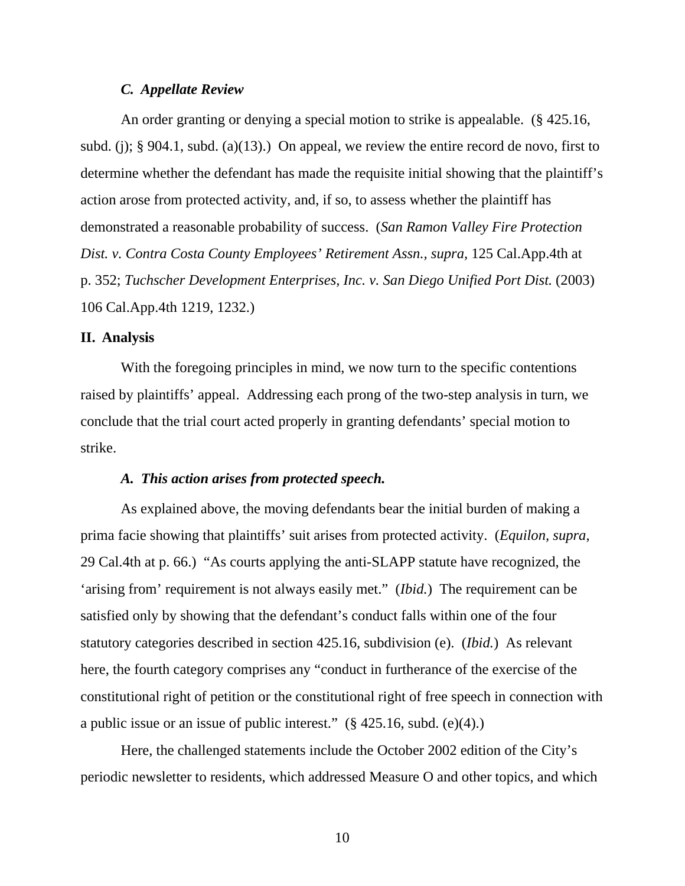### *C. Appellate Review*

An order granting or denying a special motion to strike is appealable. (§ 425.16, subd. (j); § 904.1, subd. (a)(13).) On appeal, we review the entire record de novo, first to determine whether the defendant has made the requisite initial showing that the plaintiff's action arose from protected activity, and, if so, to assess whether the plaintiff has demonstrated a reasonable probability of success. (*San Ramon Valley Fire Protection Dist. v. Contra Costa County Employees' Retirement Assn., supra*, 125 Cal.App.4th at p. 352; *Tuchscher Development Enterprises, Inc. v. San Diego Unified Port Dist.* (2003) 106 Cal.App.4th 1219, 1232.)

## II. Analysis

With the foregoing principles in mind, we now turn to the specific contentions raised by plaintiffs' appeal. Addressing each prong of the two-step analysis in turn, we conclude that the trial court acted properly in granting defendants' special motion to strike.

### *A. This action arises from protected speech.*

As explained above, the moving defendants bear the initial burden of making a prima facie showing that plaintiffs' suit arises from protected activity. (*Equilon, supra*, 29 Cal.4th at p. 66.) "As courts applying the anti-SLAPP statute have recognized, the 'arising from' requirement is not always easily met." (*Ibid.*) The requirement can be satisfied only by showing that the defendant's conduct falls within one of the four statutory categories described in section 425.16, subdivision (e). (*Ibid.*) As relevant here, the fourth category comprises any "conduct in furtherance of the exercise of the constitutional right of petition or the constitutional right of free speech in connection with a public issue or an issue of public interest." (§ 425.16, subd. (e)(4).)

Here, the challenged statements include the October 2002 edition of the City's periodic newsletter to residents, which addressed Measure O and other topics, and which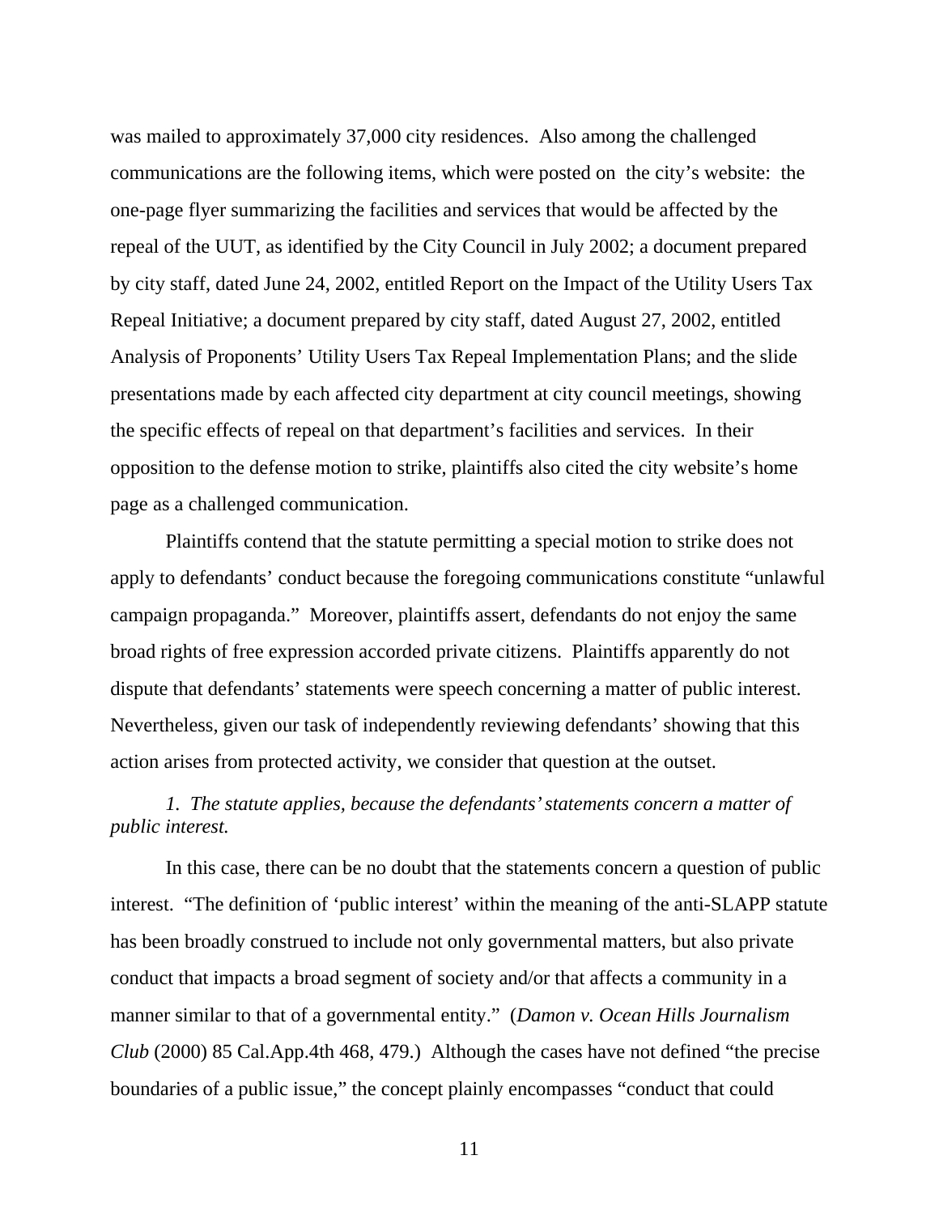was mailed to approximately 37,000 city residences. Also among the challenged communications are the following items, which were posted on the city's website: the one-page flyer summarizing the facilities and services that would be affected by the repeal of the UUT, as identified by the City Council in July 2002; a document prepared by city staff, dated June 24, 2002, entitled Report on the Impact of the Utility Users Tax Repeal Initiative; a document prepared by city staff, dated August 27, 2002, entitled Analysis of Proponents' Utility Users Tax Repeal Implementation Plans; and the slide presentations made by each affected city department at city council meetings, showing the specific effects of repeal on that department's facilities and services. In their opposition to the defense motion to strike, plaintiffs also cited the city website's home page as a challenged communication.

Plaintiffs contend that the statute permitting a special motion to strike does not apply to defendants' conduct because the foregoing communications constitute "unlawful campaign propaganda." Moreover, plaintiffs assert, defendants do not enjoy the same broad rights of free expression accorded private citizens. Plaintiffs apparently do not dispute that defendants' statements were speech concerning a matter of public interest. Nevertheless, given our task of independently reviewing defendants' showing that this action arises from protected activity, we consider that question at the outset.

*1. The statute applies, because the defendants' statements concern a matter of public interest.*

In this case, there can be no doubt that the statements concern a question of public interest. "The definition of 'public interest' within the meaning of the anti-SLAPP statute has been broadly construed to include not only governmental matters, but also private conduct that impacts a broad segment of society and/or that affects a community in a manner similar to that of a governmental entity." (*Damon v. Ocean Hills Journalism Club* (2000) 85 Cal.App.4th 468, 479.) Although the cases have not defined "the precise boundaries of a public issue," the concept plainly encompasses "conduct that could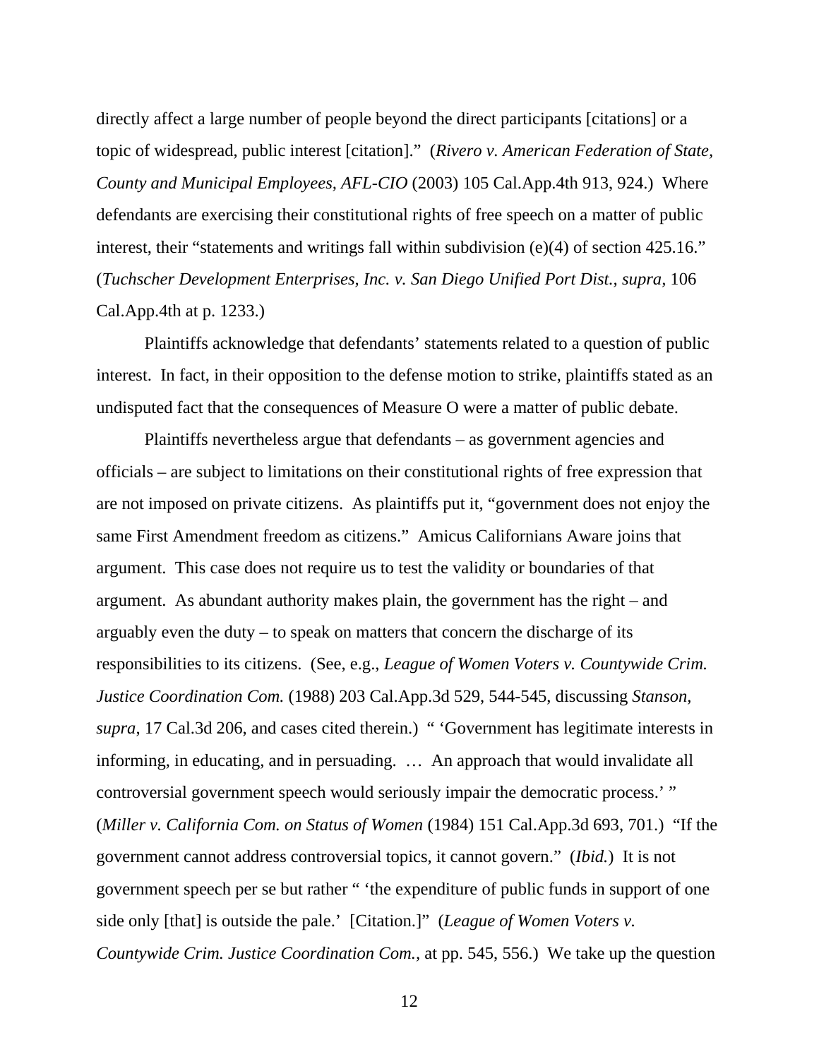directly affect a large number of people beyond the direct participants [citations] or a topic of widespread, public interest [citation]." (*Rivero v. American Federation of State, County and Municipal Employees, AFL-CIO* (2003) 105 Cal.App.4th 913, 924.) Where defendants are exercising their constitutional rights of free speech on a matter of public interest, their "statements and writings fall within subdivision (e)(4) of section 425.16." (*Tuchscher Development Enterprises, Inc. v. San Diego Unified Port Dist.*, *supra*, 106 Cal.App.4th at p. 1233.)

Plaintiffs acknowledge that defendants' statements related to a question of public interest. In fact, in their opposition to the defense motion to strike, plaintiffs stated as an undisputed fact that the consequences of Measure O were a matter of public debate.

Plaintiffs nevertheless argue that defendants – as government agencies and officials – are subject to limitations on their constitutional rights of free expression that are not imposed on private citizens. As plaintiffs put it, "government does not enjoy the same First Amendment freedom as citizens." Amicus Californians Aware joins that argument. This case does not require us to test the validity or boundaries of that argument. As abundant authority makes plain, the government has the right – and arguably even the duty – to speak on matters that concern the discharge of its responsibilities to its citizens. (See, e.g., *League of Women Voters v. Countywide Crim. Justice Coordination Com.* (1988) 203 Cal.App.3d 529, 544-545, discussing *Stanson, supra*, 17 Cal.3d 206, and cases cited therein.) " 'Government has legitimate interests in informing, in educating, and in persuading. … An approach that would invalidate all controversial government speech would seriously impair the democratic process.' " (*Miller v. California Com. on Status of Women* (1984) 151 Cal.App.3d 693, 701.) "If the government cannot address controversial topics, it cannot govern." (*Ibid.*) It is not government speech per se but rather " 'the expenditure of public funds in support of one side only [that] is outside the pale.' [Citation.]" (*League of Women Voters v. Countywide Crim. Justice Coordination Com.*, at pp. 545, 556.) We take up the question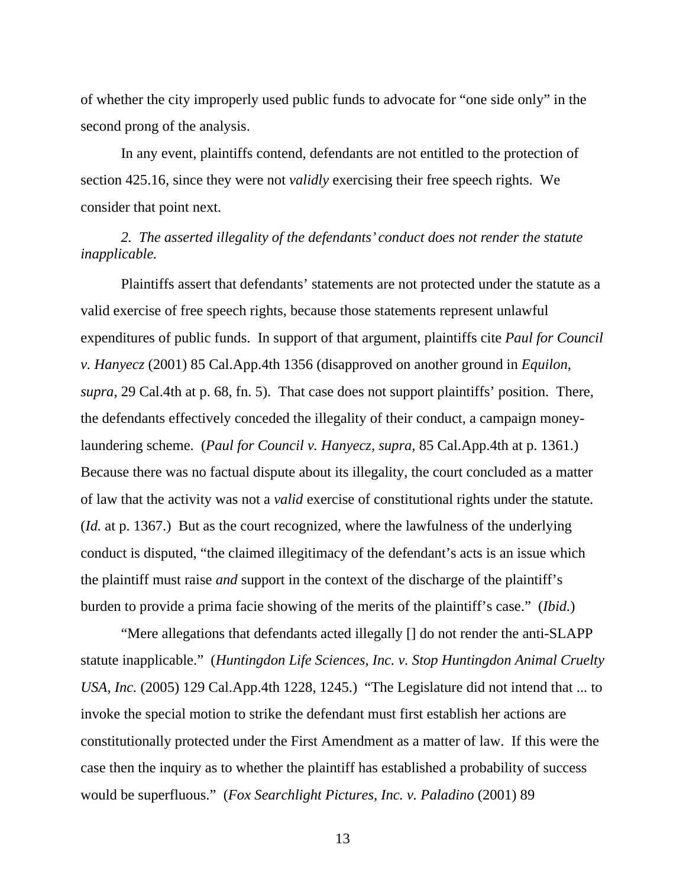of whether the city improperly used public funds to advocate for "one side only" in the second prong of the analysis.

In any event, plaintiffs contend, defendants are not entitled to the protection of section 425.16, since they were not *validly* exercising their free speech rights. We consider that point next.

*2. The asserted illegality of the defendants' conduct does not render the statute inapplicable.*

Plaintiffs assert that defendants' statements are not protected under the statute as a valid exercise of free speech rights, because those statements represent unlawful expenditures of public funds. In support of that argument, plaintiffs cite *Paul for Council v. Hanyecz* (2001) 85 Cal.App.4th 1356 (disapproved on another ground in *Equilon*, *supra*, 29 Cal.4th at p. 68, fn. 5). That case does not support plaintiffs' position. There, the defendants effectively conceded the illegality of their conduct, a campaign money-laundering scheme. (*Paul for Council v. Hanyecz*, *supra*, 85 Cal.App.4th at p. 1361.) Because there was no factual dispute about its illegality, the court concluded as a matter of law that the activity was not a *valid* exercise of constitutional rights under the statute. (*Id.* at p. 1367.) But as the court recognized, where the lawfulness of the underlying conduct is disputed, "the claimed illegitimacy of the defendant's acts is an issue which the plaintiff must raise *and* support in the context of the discharge of the plaintiff's burden to provide a prima facie showing of the merits of the plaintiff's case." (*Ibid.*)

"Mere allegations that defendants acted illegally [] do not render the anti-SLAPP statute inapplicable." (*Huntingdon Life Sciences, Inc. v. Stop Huntingdon Animal Cruelty USA, Inc.* (2005) 129 Cal.App.4th 1228, 1245.) "The Legislature did not intend that ... to invoke the special motion to strike the defendant must first establish her actions are constitutionally protected under the First Amendment as a matter of law. If this were the case then the inquiry as to whether the plaintiff has established a probability of success would be superfluous." (*Fox Searchlight Pictures, Inc. v. Paladino* (2001) 89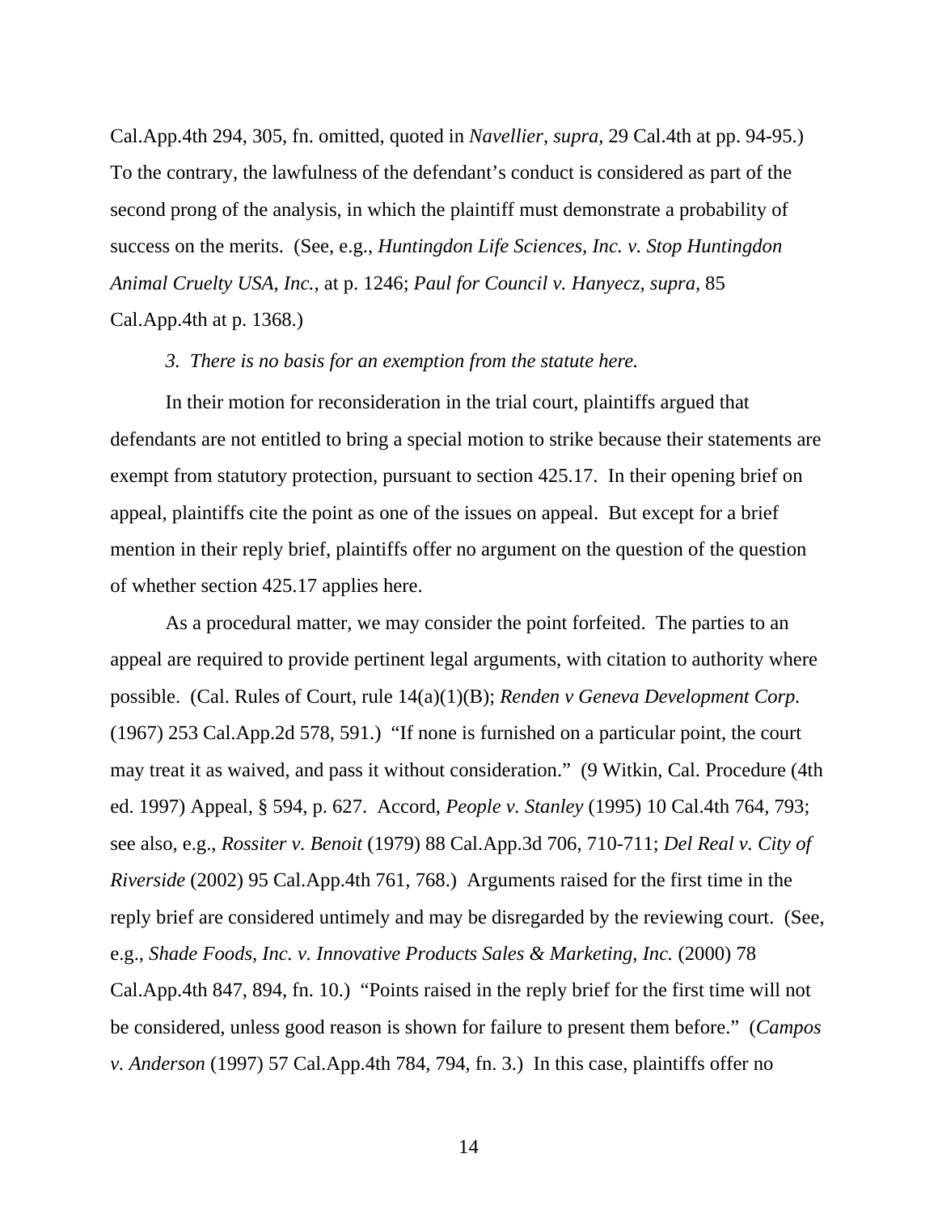Cal.App.4th 294, 305, fn. omitted, quoted in *Navellier*, *supra*, 29 Cal.4th at pp. 94-95.) To the contrary, the lawfulness of the defendant's conduct is considered as part of the second prong of the analysis, in which the plaintiff must demonstrate a probability of success on the merits. (See, e.g., *Huntingdon Life Sciences, Inc. v. Stop Huntingdon Animal Cruelty USA, Inc.*, at p. 1246; *Paul for Council v. Hanyecz, supra,* 85 Cal.App.4th at p. 1368.)

*3. There is no basis for an exemption from the statute here.*

In their motion for reconsideration in the trial court, plaintiffs argued that defendants are not entitled to bring a special motion to strike because their statements are exempt from statutory protection, pursuant to section 425.17. In their opening brief on appeal, plaintiffs cite the point as one of the issues on appeal. But except for a brief mention in their reply brief, plaintiffs offer no argument on the question of the question of whether section 425.17 applies here.

As a procedural matter, we may consider the point forfeited. The parties to an appeal are required to provide pertinent legal arguments, with citation to authority where possible. (Cal. Rules of Court, rule 14(a)(1)(B); *Renden v Geneva Development Corp.* (1967) 253 Cal.App.2d 578, 591.) "If none is furnished on a particular point, the court may treat it as waived, and pass it without consideration." (9 Witkin, Cal. Procedure (4th ed. 1997) Appeal, § 594, p. 627. Accord, *People v. Stanley* (1995) 10 Cal.4th 764, 793; see also, e.g., *Rossiter v. Benoit* (1979) 88 Cal.App.3d 706, 710-711; *Del Real v. City of Riverside* (2002) 95 Cal.App.4th 761, 768.) Arguments raised for the first time in the reply brief are considered untimely and may be disregarded by the reviewing court. (See, e.g., *Shade Foods, Inc. v. Innovative Products Sales & Marketing, Inc.* (2000) 78 Cal.App.4th 847, 894, fn. 10.) "Points raised in the reply brief for the first time will not be considered, unless good reason is shown for failure to present them before." (*Campos v. Anderson* (1997) 57 Cal.App.4th 784, 794, fn. 3.) In this case, plaintiffs offer no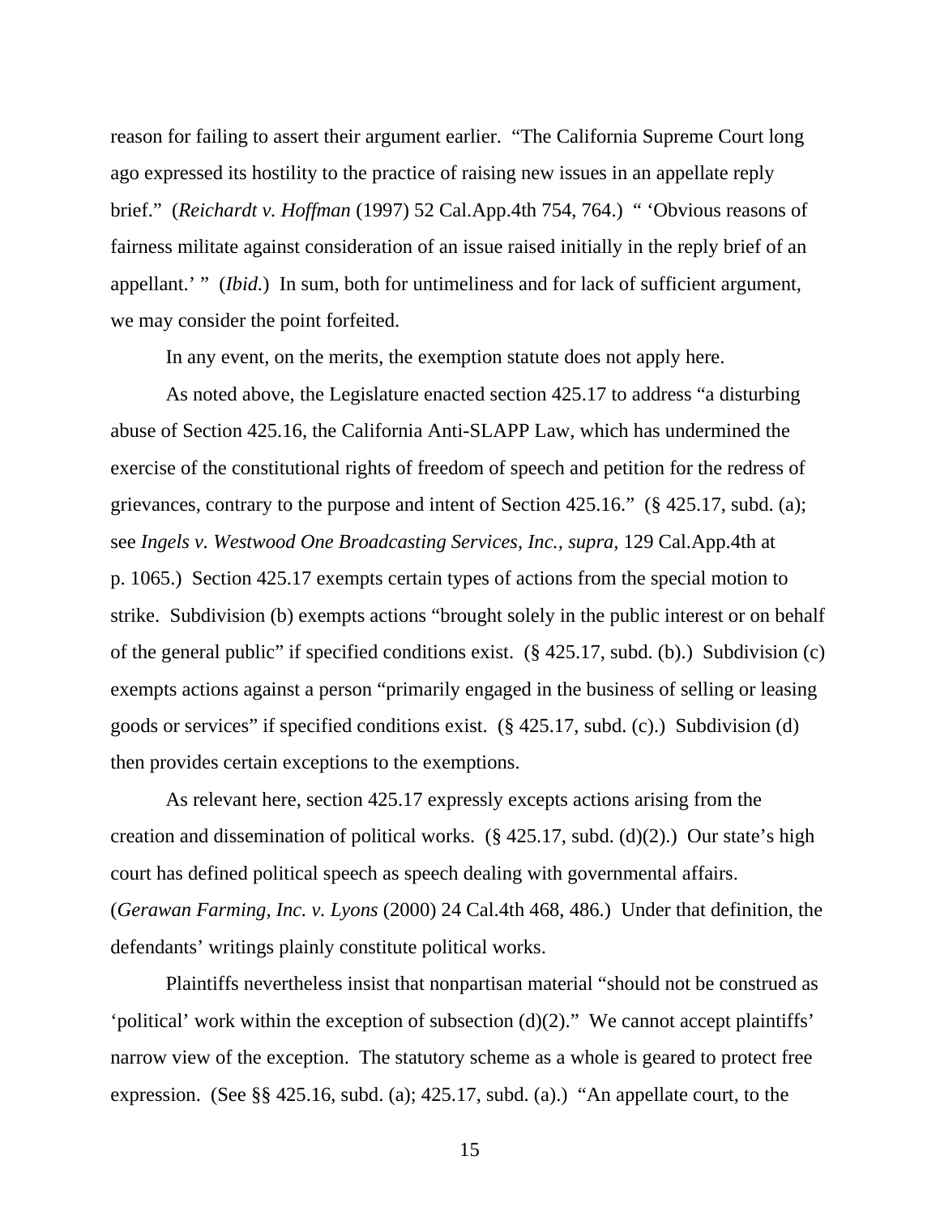reason for failing to assert their argument earlier. "The California Supreme Court long ago expressed its hostility to the practice of raising new issues in an appellate reply brief." (*Reichardt v. Hoffman* (1997) 52 Cal.App.4th 754, 764.) " 'Obvious reasons of fairness militate against consideration of an issue raised initially in the reply brief of an appellant.' " (*Ibid.*) In sum, both for untimeliness and for lack of sufficient argument, we may consider the point forfeited.

In any event, on the merits, the exemption statute does not apply here.

As noted above, the Legislature enacted section 425.17 to address "a disturbing abuse of Section 425.16, the California Anti-SLAPP Law, which has undermined the exercise of the constitutional rights of freedom of speech and petition for the redress of grievances, contrary to the purpose and intent of Section 425.16." (§ 425.17, subd. (a); see *Ingels v. Westwood One Broadcasting Services, Inc., supra*, 129 Cal.App.4th at p. 1065.) Section 425.17 exempts certain types of actions from the special motion to strike. Subdivision (b) exempts actions "brought solely in the public interest or on behalf of the general public" if specified conditions exist. (§ 425.17, subd. (b).) Subdivision (c) exempts actions against a person "primarily engaged in the business of selling or leasing goods or services" if specified conditions exist. (§ 425.17, subd. (c).) Subdivision (d) then provides certain exceptions to the exemptions.

As relevant here, section 425.17 expressly excepts actions arising from the creation and dissemination of political works. (§ 425.17, subd. (d)(2).) Our state's high court has defined political speech as speech dealing with governmental affairs. (*Gerawan Farming, Inc. v. Lyons* (2000) 24 Cal.4th 468, 486.) Under that definition, the defendants' writings plainly constitute political works.

Plaintiffs nevertheless insist that nonpartisan material "should not be construed as 'political' work within the exception of subsection (d)(2)." We cannot accept plaintiffs' narrow view of the exception. The statutory scheme as a whole is geared to protect free expression. (See §§ 425.16, subd. (a); 425.17, subd. (a).) "An appellate court, to the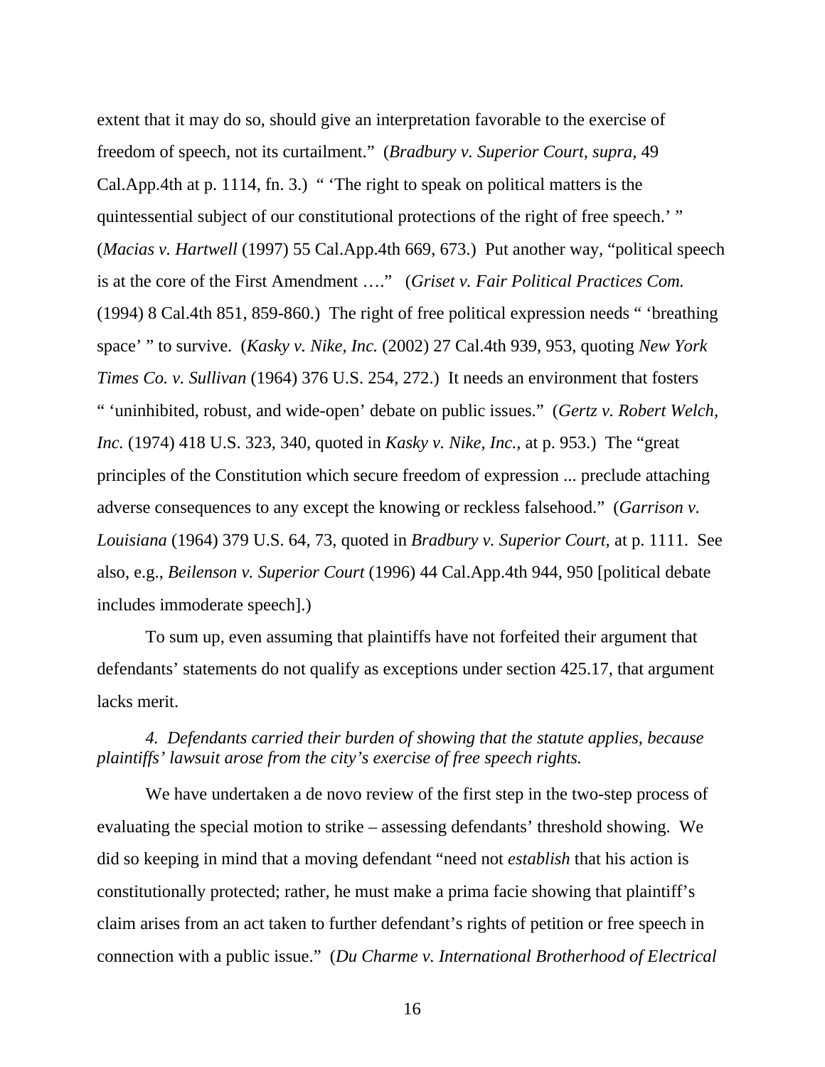extent that it may do so, should give an interpretation favorable to the exercise of freedom of speech, not its curtailment." (*Bradbury v. Superior Court, supra,* 49 Cal.App.4th at p. 1114, fn. 3.) " 'The right to speak on political matters is the quintessential subject of our constitutional protections of the right of free speech.' " (*Macias v. Hartwell* (1997) 55 Cal.App.4th 669, 673.) Put another way, "political speech is at the core of the First Amendment …." (*Griset v. Fair Political Practices Com.* (1994) 8 Cal.4th 851, 859-860.) The right of free political expression needs " 'breathing space' " to survive. (*Kasky v. Nike, Inc.* (2002) 27 Cal.4th 939, 953, quoting *New York Times Co. v. Sullivan* (1964) 376 U.S. 254, 272.) It needs an environment that fosters " 'uninhibited, robust, and wide-open' debate on public issues." (*Gertz v. Robert Welch, Inc.* (1974) 418 U.S. 323, 340, quoted in *Kasky v. Nike, Inc.,* at p. 953.) The "great principles of the Constitution which secure freedom of expression ... preclude attaching adverse consequences to any except the knowing or reckless falsehood." (*Garrison v. Louisiana* (1964) 379 U.S. 64, 73, quoted in *Bradbury v. Superior Court,* at p. 1111. See also, e.g., *Beilenson v. Superior Court* (1996) 44 Cal.App.4th 944, 950 [political debate includes immoderate speech].)

To sum up, even assuming that plaintiffs have not forfeited their argument that defendants' statements do not qualify as exceptions under section 425.17, that argument lacks merit.

*4. Defendants carried their burden of showing that the statute applies, because plaintiffs' lawsuit arose from the city's exercise of free speech rights.*

We have undertaken a de novo review of the first step in the two-step process of evaluating the special motion to strike – assessing defendants' threshold showing. We did so keeping in mind that a moving defendant "need not *establish* that his action is constitutionally protected; rather, he must make a prima facie showing that plaintiff's claim arises from an act taken to further defendant's rights of petition or free speech in connection with a public issue." (*Du Charme v. International Brotherhood of Electrical*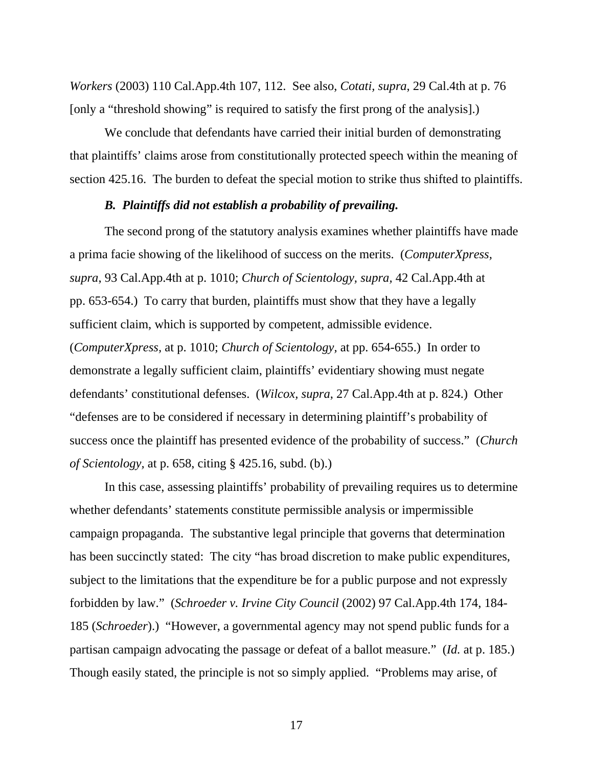*Workers* (2003) 110 Cal.App.4th 107, 112. See also, *Cotati*, *supra*, 29 Cal.4th at p. 76 [only a "threshold showing" is required to satisfy the first prong of the analysis].)

We conclude that defendants have carried their initial burden of demonstrating that plaintiffs' claims arose from constitutionally protected speech within the meaning of section 425.16. The burden to defeat the special motion to strike thus shifted to plaintiffs.

***B. Plaintiffs did not establish a probability of prevailing.***

The second prong of the statutory analysis examines whether plaintiffs have made a prima facie showing of the likelihood of success on the merits. (*ComputerXpress, supra*, 93 Cal.App.4th at p. 1010; *Church of Scientology, supra*, 42 Cal.App.4th at pp. 653-654.) To carry that burden, plaintiffs must show that they have a legally sufficient claim, which is supported by competent, admissible evidence. (*ComputerXpress*, at p. 1010; *Church of Scientology*, at pp. 654-655.) In order to demonstrate a legally sufficient claim, plaintiffs' evidentiary showing must negate defendants' constitutional defenses. (*Wilcox*, *supra*, 27 Cal.App.4th at p. 824.) Other "defenses are to be considered if necessary in determining plaintiff's probability of success once the plaintiff has presented evidence of the probability of success." (*Church of Scientology*, at p. 658, citing § 425.16, subd. (b).)

In this case, assessing plaintiffs' probability of prevailing requires us to determine whether defendants' statements constitute permissible analysis or impermissible campaign propaganda. The substantive legal principle that governs that determination has been succinctly stated: The city "has broad discretion to make public expenditures, subject to the limitations that the expenditure be for a public purpose and not expressly forbidden by law." (*Schroeder v. Irvine City Council* (2002) 97 Cal.App.4th 174, 184-185 (*Schroeder*).) "However, a governmental agency may not spend public funds for a partisan campaign advocating the passage or defeat of a ballot measure." (*Id.* at p. 185.) Though easily stated, the principle is not so simply applied. "Problems may arise, of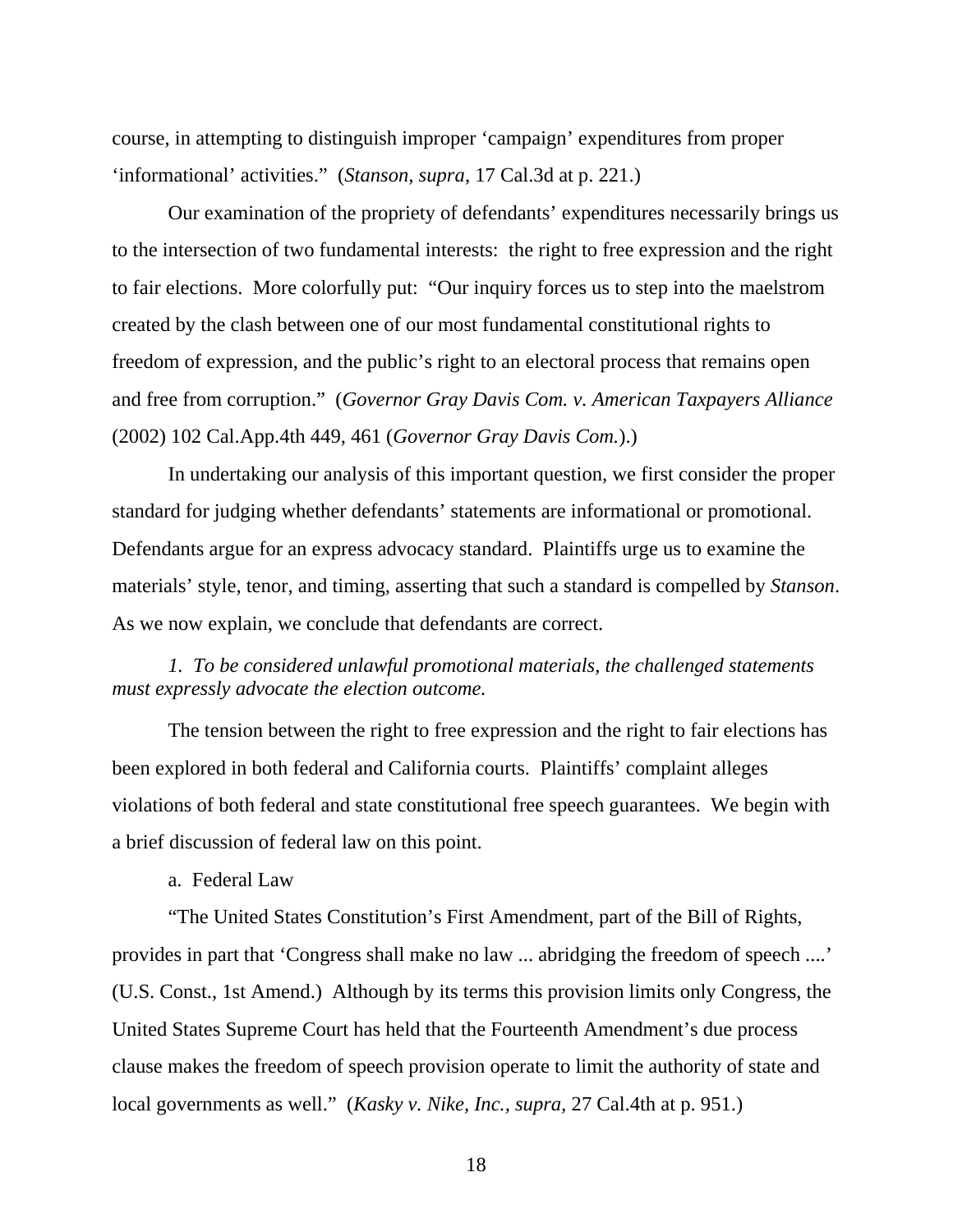course, in attempting to distinguish improper 'campaign' expenditures from proper 'informational' activities." (*Stanson, supra*, 17 Cal.3d at p. 221.)

Our examination of the propriety of defendants' expenditures necessarily brings us to the intersection of two fundamental interests: the right to free expression and the right to fair elections. More colorfully put: "Our inquiry forces us to step into the maelstrom created by the clash between one of our most fundamental constitutional rights to freedom of expression, and the public's right to an electoral process that remains open and free from corruption." (*Governor Gray Davis Com. v. American Taxpayers Alliance* (2002) 102 Cal.App.4th 449, 461 (*Governor Gray Davis Com.*).)

In undertaking our analysis of this important question, we first consider the proper standard for judging whether defendants' statements are informational or promotional. Defendants argue for an express advocacy standard. Plaintiffs urge us to examine the materials' style, tenor, and timing, asserting that such a standard is compelled by *Stanson*. As we now explain, we conclude that defendants are correct.

*1. To be considered unlawful promotional materials, the challenged statements must expressly advocate the election outcome.*

The tension between the right to free expression and the right to fair elections has been explored in both federal and California courts. Plaintiffs' complaint alleges violations of both federal and state constitutional free speech guarantees. We begin with a brief discussion of federal law on this point.

a. Federal Law

"The United States Constitution's First Amendment, part of the Bill of Rights, provides in part that 'Congress shall make no law ... abridging the freedom of speech ....' (U.S. Const., 1st Amend.) Although by its terms this provision limits only Congress, the United States Supreme Court has held that the Fourteenth Amendment's due process clause makes the freedom of speech provision operate to limit the authority of state and local governments as well." (*Kasky v. Nike, Inc.*, *supra*, 27 Cal.4th at p. 951.)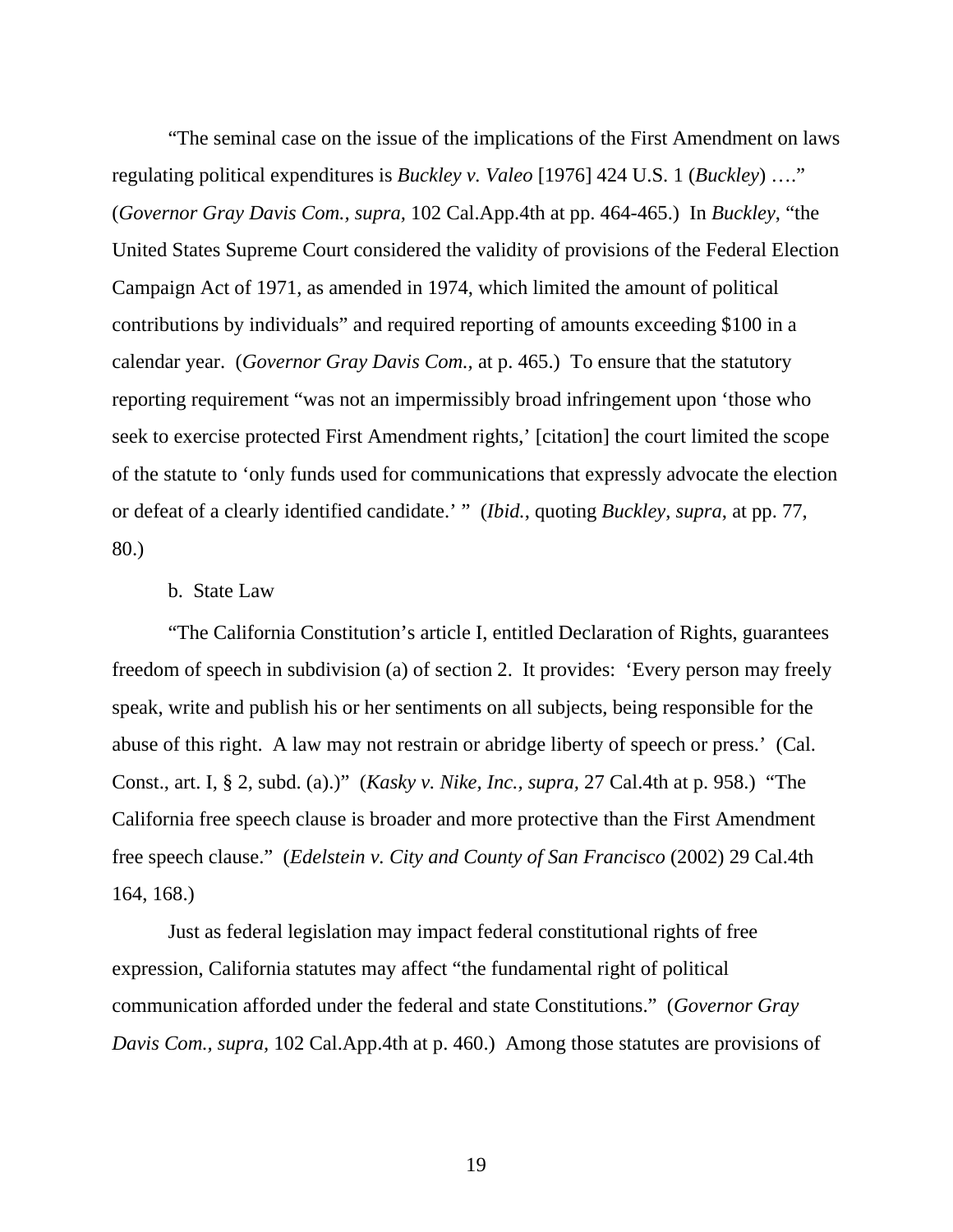"The seminal case on the issue of the implications of the First Amendment on laws regulating political expenditures is *Buckley v. Valeo* [1976] 424 U.S. 1 (*Buckley*) …." (*Governor Gray Davis Com., supra,* 102 Cal.App.4th at pp. 464-465.) In *Buckley*, "the United States Supreme Court considered the validity of provisions of the Federal Election Campaign Act of 1971, as amended in 1974, which limited the amount of political contributions by individuals" and required reporting of amounts exceeding $100 in a calendar year. (*Governor Gray Davis Com.,* at p. 465.) To ensure that the statutory reporting requirement "was not an impermissibly broad infringement upon 'those who seek to exercise protected First Amendment rights,' [citation] the court limited the scope of the statute to 'only funds used for communications that expressly advocate the election or defeat of a clearly identified candidate.' " (*Ibid.*, quoting *Buckley, supra*, at pp. 77, 80.)

b. State Law

"The California Constitution's article I, entitled Declaration of Rights, guarantees freedom of speech in subdivision (a) of section 2. It provides: 'Every person may freely speak, write and publish his or her sentiments on all subjects, being responsible for the abuse of this right. A law may not restrain or abridge liberty of speech or press.' (Cal. Const., art. I, § 2, subd. (a).)" (*Kasky v. Nike, Inc., supra,* 27 Cal.4th at p. 958.) "The California free speech clause is broader and more protective than the First Amendment free speech clause." (*Edelstein v. City and County of San Francisco* (2002) 29 Cal.4th 164, 168.)

Just as federal legislation may impact federal constitutional rights of free expression, California statutes may affect "the fundamental right of political communication afforded under the federal and state Constitutions." (*Governor Gray Davis Com., supra,* 102 Cal.App.4th at p. 460.) Among those statutes are provisions of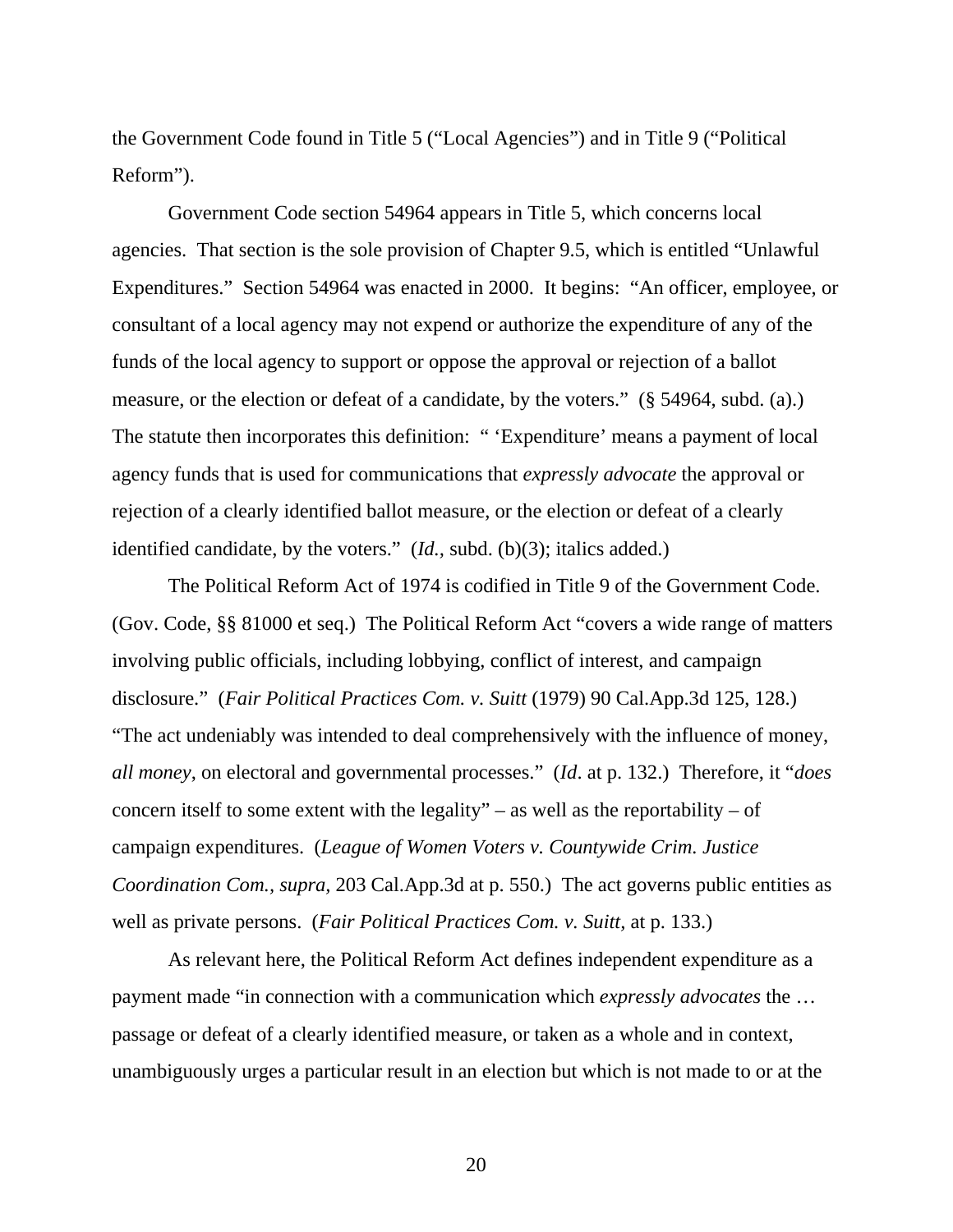the Government Code found in Title 5 (“Local Agencies”) and in Title 9 (“Political Reform”).

Government Code section 54964 appears in Title 5, which concerns local agencies. That section is the sole provision of Chapter 9.5, which is entitled “Unlawful Expenditures.” Section 54964 was enacted in 2000. It begins: “An officer, employee, or consultant of a local agency may not expend or authorize the expenditure of any of the funds of the local agency to support or oppose the approval or rejection of a ballot measure, or the election or defeat of a candidate, by the voters.” (§ 54964, subd. (a).) The statute then incorporates this definition: “ ‘Expenditure’ means a payment of local agency funds that is used for communications that *expressly advocate* the approval or rejection of a clearly identified ballot measure, or the election or defeat of a clearly identified candidate, by the voters.” (*Id.,* subd. (b)(3); italics added.)

The Political Reform Act of 1974 is codified in Title 9 of the Government Code. (Gov. Code, §§ 81000 et seq.) The Political Reform Act “covers a wide range of matters involving public officials, including lobbying, conflict of interest, and campaign disclosure.” (*Fair Political Practices Com. v. Suitt* (1979) 90 Cal.App.3d 125, 128.) “The act undeniably was intended to deal comprehensively with the influence of money, *all money*, on electoral and governmental processes.” (*Id*. at p. 132.) Therefore, it “*does* concern itself to some extent with the legality” – as well as the reportability – of campaign expenditures. (*League of Women Voters v. Countywide Crim. Justice Coordination Com., supra,* 203 Cal.App.3d at p. 550.) The act governs public entities as well as private persons. (*Fair Political Practices Com. v. Suitt,* at p. 133.)

As relevant here, the Political Reform Act defines independent expenditure as a payment made “in connection with a communication which *expressly advocates* the … passage or defeat of a clearly identified measure, or taken as a whole and in context, unambiguously urges a particular result in an election but which is not made to or at the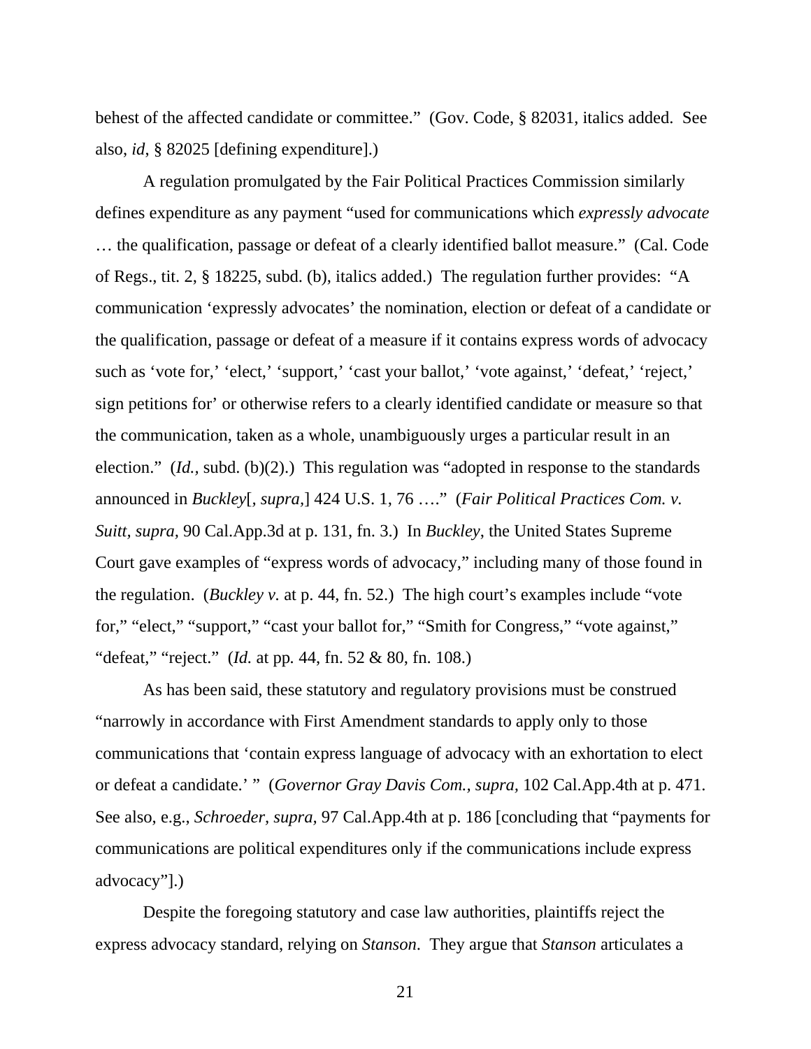behest of the affected candidate or committee." (Gov. Code, § 82031, italics added. See also, *id*, § 82025 [defining expenditure].)

A regulation promulgated by the Fair Political Practices Commission similarly defines expenditure as any payment "used for communications which *expressly advocate* … the qualification, passage or defeat of a clearly identified ballot measure." (Cal. Code of Regs., tit. 2, § 18225, subd. (b), italics added.) The regulation further provides: "A communication 'expressly advocates' the nomination, election or defeat of a candidate or the qualification, passage or defeat of a measure if it contains express words of advocacy such as 'vote for,' 'elect,' 'support,' 'cast your ballot,' 'vote against,' 'defeat,' 'reject,' sign petitions for' or otherwise refers to a clearly identified candidate or measure so that the communication, taken as a whole, unambiguously urges a particular result in an election." (*Id.*, subd. (b)(2).) This regulation was "adopted in response to the standards announced in *Buckley*[, *supra,*] 424 U.S. 1, 76 …." (*Fair Political Practices Com. v. Suitt*, *supra*, 90 Cal.App.3d at p. 131, fn. 3.) In *Buckley*, the United States Supreme Court gave examples of "express words of advocacy," including many of those found in the regulation. (*Buckley v.* at p. 44, fn. 52.) The high court's examples include "vote for," "elect," "support," "cast your ballot for," "Smith for Congress," "vote against," "defeat," "reject." (*Id.* at pp. 44, fn. 52 & 80, fn. 108.)

As has been said, these statutory and regulatory provisions must be construed "narrowly in accordance with First Amendment standards to apply only to those communications that 'contain express language of advocacy with an exhortation to elect or defeat a candidate.' " (*Governor Gray Davis Com., supra,* 102 Cal.App.4th at p. 471. See also, e.g., *Schroeder, supra,* 97 Cal.App.4th at p. 186 [concluding that "payments for communications are political expenditures only if the communications include express advocacy"].)

Despite the foregoing statutory and case law authorities, plaintiffs reject the express advocacy standard, relying on *Stanson*. They argue that *Stanson* articulates a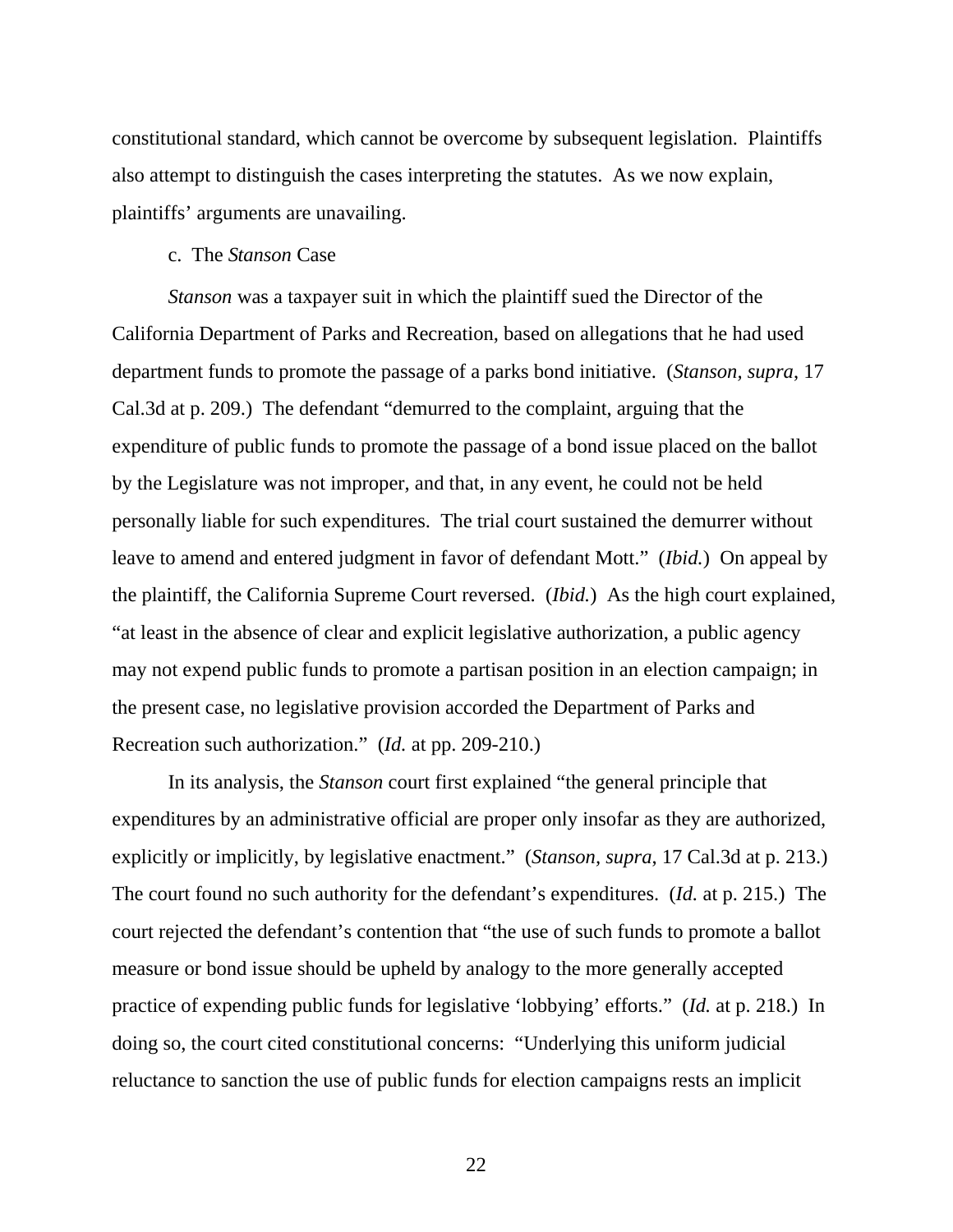constitutional standard, which cannot be overcome by subsequent legislation. Plaintiffs also attempt to distinguish the cases interpreting the statutes. As we now explain, plaintiffs' arguments are unavailing.

c. The *Stanson* Case

*Stanson* was a taxpayer suit in which the plaintiff sued the Director of the California Department of Parks and Recreation, based on allegations that he had used department funds to promote the passage of a parks bond initiative. (*Stanson*, *supra*, 17 Cal.3d at p. 209.) The defendant "demurred to the complaint, arguing that the expenditure of public funds to promote the passage of a bond issue placed on the ballot by the Legislature was not improper, and that, in any event, he could not be held personally liable for such expenditures. The trial court sustained the demurrer without leave to amend and entered judgment in favor of defendant Mott." (*Ibid.*) On appeal by the plaintiff, the California Supreme Court reversed. (*Ibid.*) As the high court explained, "at least in the absence of clear and explicit legislative authorization, a public agency may not expend public funds to promote a partisan position in an election campaign; in the present case, no legislative provision accorded the Department of Parks and Recreation such authorization." (*Id.* at pp. 209-210.)

In its analysis, the *Stanson* court first explained "the general principle that expenditures by an administrative official are proper only insofar as they are authorized, explicitly or implicitly, by legislative enactment." (*Stanson*, *supra*, 17 Cal.3d at p. 213.) The court found no such authority for the defendant's expenditures. (*Id.* at p. 215.) The court rejected the defendant's contention that "the use of such funds to promote a ballot measure or bond issue should be upheld by analogy to the more generally accepted practice of expending public funds for legislative 'lobbying' efforts." (*Id.* at p. 218.) In doing so, the court cited constitutional concerns: "Underlying this uniform judicial reluctance to sanction the use of public funds for election campaigns rests an implicit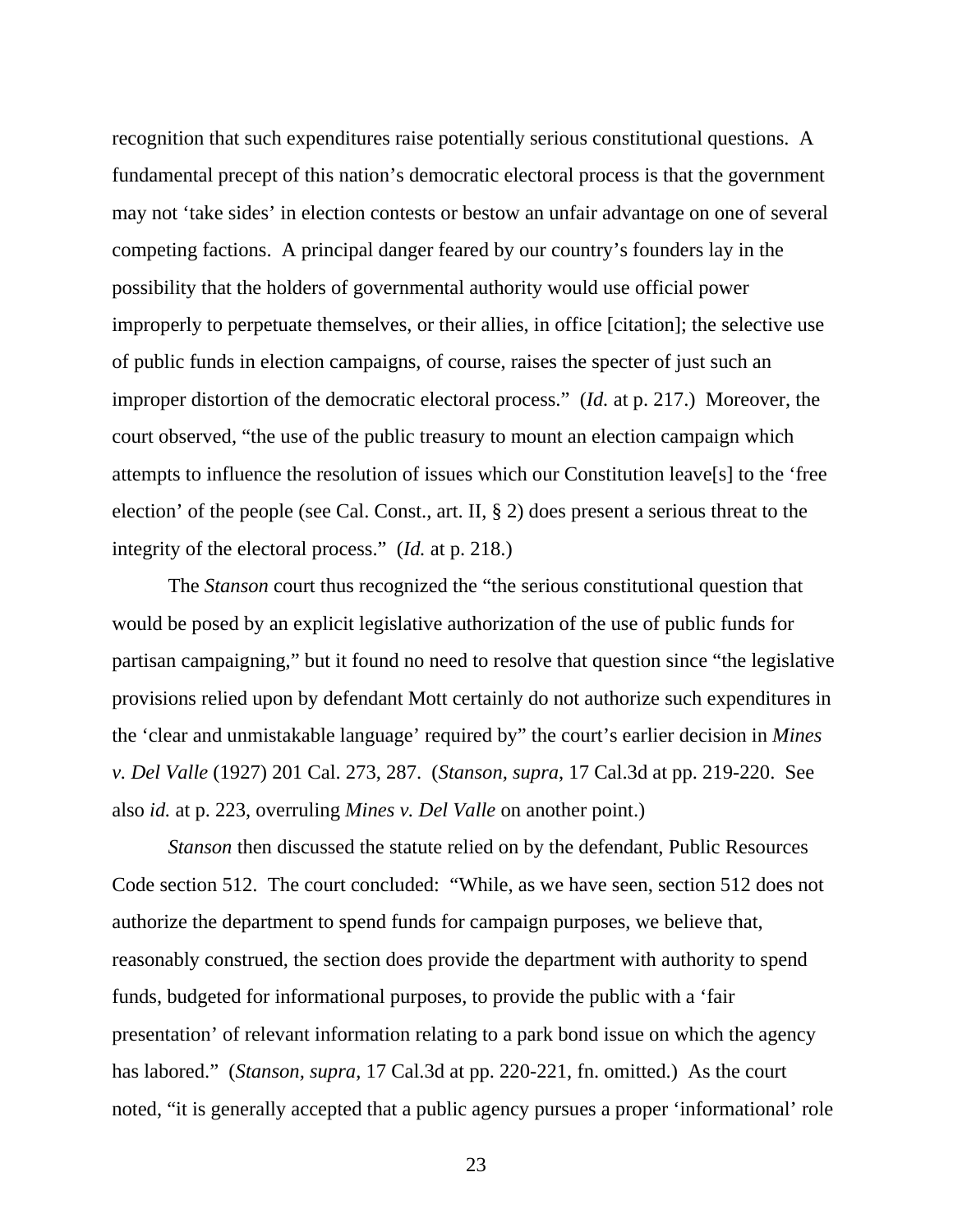recognition that such expenditures raise potentially serious constitutional questions. A fundamental precept of this nation's democratic electoral process is that the government may not 'take sides' in election contests or bestow an unfair advantage on one of several competing factions. A principal danger feared by our country's founders lay in the possibility that the holders of governmental authority would use official power improperly to perpetuate themselves, or their allies, in office [citation]; the selective use of public funds in election campaigns, of course, raises the specter of just such an improper distortion of the democratic electoral process." (*Id.* at p. 217.) Moreover, the court observed, "the use of the public treasury to mount an election campaign which attempts to influence the resolution of issues which our Constitution leave[s] to the 'free election' of the people (see Cal. Const., art. II, § 2) does present a serious threat to the integrity of the electoral process." (*Id.* at p. 218.)

The *Stanson* court thus recognized the "the serious constitutional question that would be posed by an explicit legislative authorization of the use of public funds for partisan campaigning," but it found no need to resolve that question since "the legislative provisions relied upon by defendant Mott certainly do not authorize such expenditures in the 'clear and unmistakable language' required by" the court's earlier decision in *Mines v. Del Valle* (1927) 201 Cal. 273, 287. (*Stanson, supra*, 17 Cal.3d at pp. 219-220. See also *id.* at p. 223, overruling *Mines v. Del Valle* on another point.)

*Stanson* then discussed the statute relied on by the defendant, Public Resources Code section 512. The court concluded: "While, as we have seen, section 512 does not authorize the department to spend funds for campaign purposes, we believe that, reasonably construed, the section does provide the department with authority to spend funds, budgeted for informational purposes, to provide the public with a 'fair presentation' of relevant information relating to a park bond issue on which the agency has labored." (*Stanson, supra*, 17 Cal.3d at pp. 220-221, fn. omitted.) As the court noted, "it is generally accepted that a public agency pursues a proper 'informational' role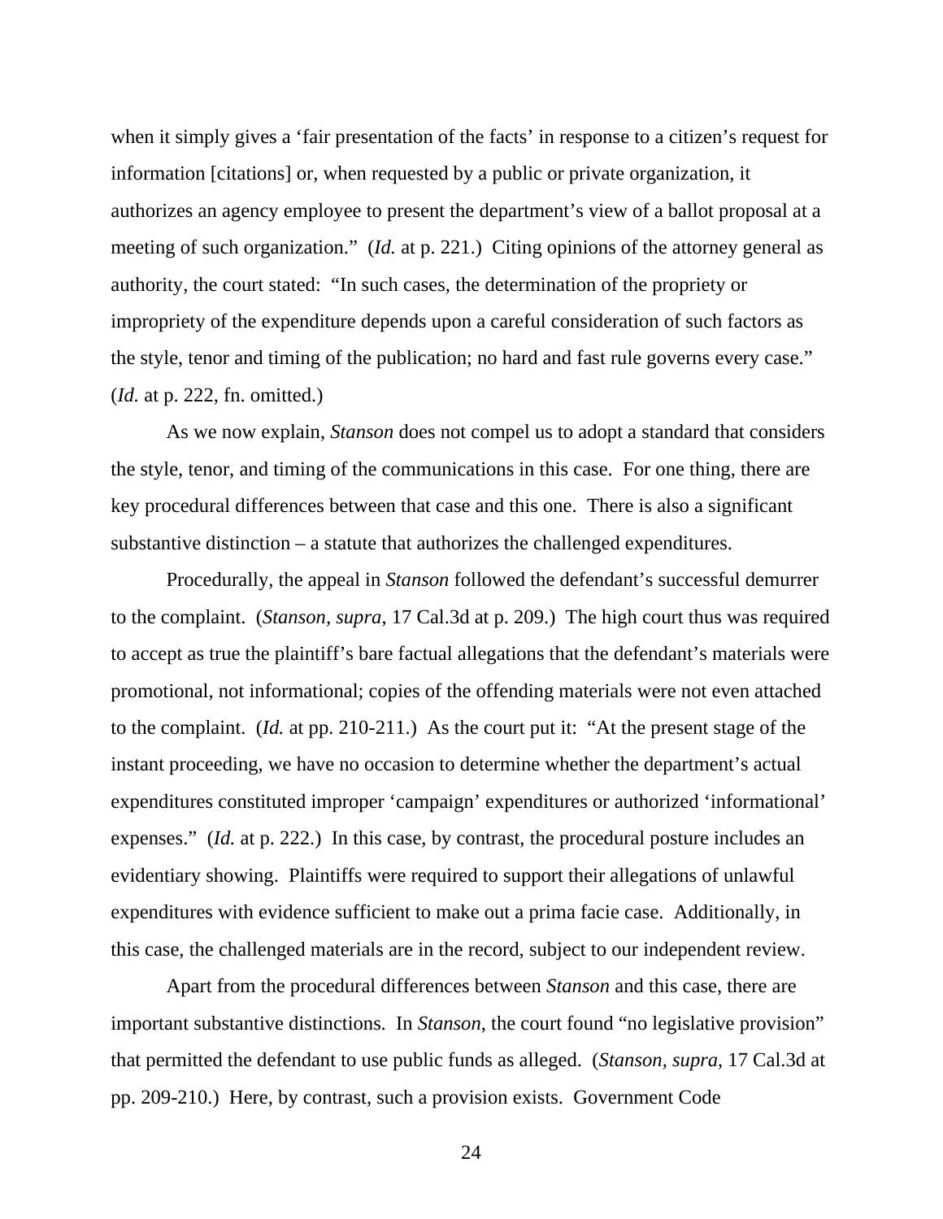when it simply gives a 'fair presentation of the facts' in response to a citizen's request for information [citations] or, when requested by a public or private organization, it authorizes an agency employee to present the department's view of a ballot proposal at a meeting of such organization." (*Id.* at p. 221.) Citing opinions of the attorney general as authority, the court stated: "In such cases, the determination of the propriety or impropriety of the expenditure depends upon a careful consideration of such factors as the style, tenor and timing of the publication; no hard and fast rule governs every case." (*Id.* at p. 222, fn. omitted.)

As we now explain, *Stanson* does not compel us to adopt a standard that considers the style, tenor, and timing of the communications in this case. For one thing, there are key procedural differences between that case and this one. There is also a significant substantive distinction – a statute that authorizes the challenged expenditures.

Procedurally, the appeal in *Stanson* followed the defendant's successful demurrer to the complaint. (*Stanson, supra*, 17 Cal.3d at p. 209.) The high court thus was required to accept as true the plaintiff's bare factual allegations that the defendant's materials were promotional, not informational; copies of the offending materials were not even attached to the complaint. (*Id.* at pp. 210-211.) As the court put it: "At the present stage of the instant proceeding, we have no occasion to determine whether the department's actual expenditures constituted improper 'campaign' expenditures or authorized 'informational' expenses." (*Id.* at p. 222.) In this case, by contrast, the procedural posture includes an evidentiary showing. Plaintiffs were required to support their allegations of unlawful expenditures with evidence sufficient to make out a prima facie case. Additionally, in this case, the challenged materials are in the record, subject to our independent review.

Apart from the procedural differences between *Stanson* and this case, there are important substantive distinctions. In *Stanson*, the court found "no legislative provision" that permitted the defendant to use public funds as alleged. (*Stanson, supra*, 17 Cal.3d at pp. 209-210.) Here, by contrast, such a provision exists. Government Code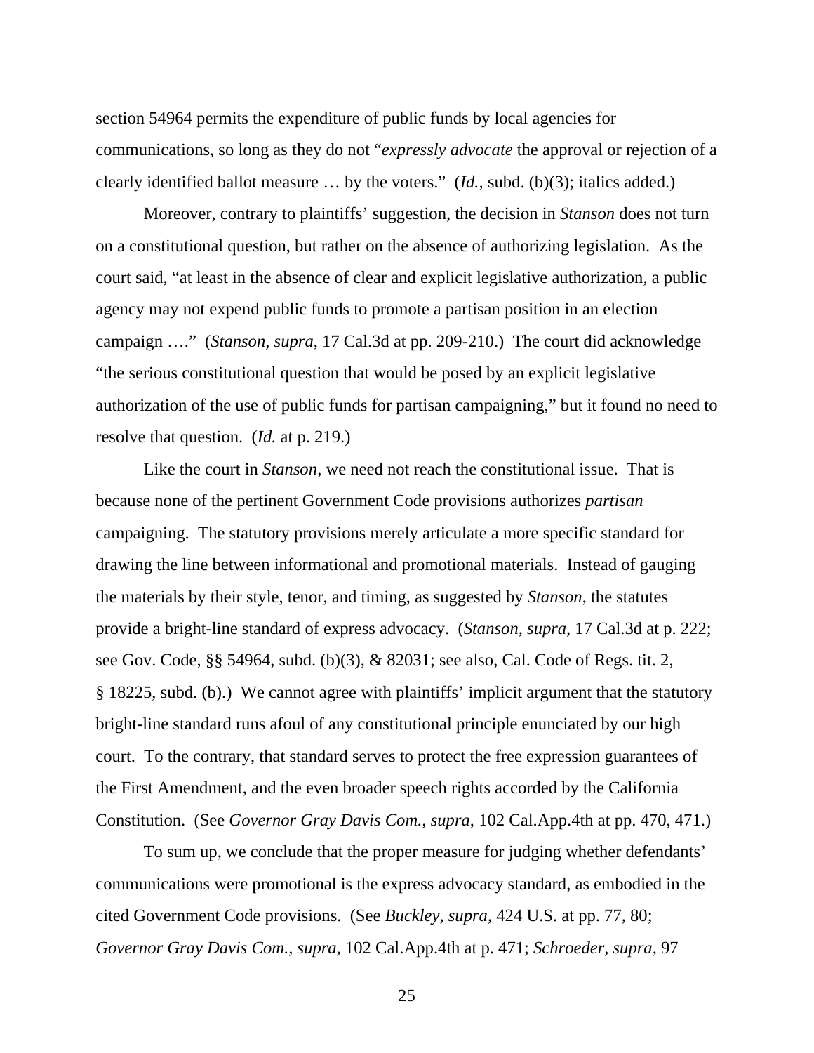section 54964 permits the expenditure of public funds by local agencies for communications, so long as they do not "*expressly advocate* the approval or rejection of a clearly identified ballot measure … by the voters." (*Id.*, subd. (b)(3); italics added.)

Moreover, contrary to plaintiffs' suggestion, the decision in *Stanson* does not turn on a constitutional question, but rather on the absence of authorizing legislation. As the court said, "at least in the absence of clear and explicit legislative authorization, a public agency may not expend public funds to promote a partisan position in an election campaign …." (*Stanson, supra*, 17 Cal.3d at pp. 209-210.) The court did acknowledge "the serious constitutional question that would be posed by an explicit legislative authorization of the use of public funds for partisan campaigning," but it found no need to resolve that question. (*Id.* at p. 219.)

Like the court in *Stanson*, we need not reach the constitutional issue. That is because none of the pertinent Government Code provisions authorizes *partisan* campaigning. The statutory provisions merely articulate a more specific standard for drawing the line between informational and promotional materials. Instead of gauging the materials by their style, tenor, and timing, as suggested by *Stanson*, the statutes provide a bright-line standard of express advocacy. (*Stanson, supra*, 17 Cal.3d at p. 222; see Gov. Code, §§ 54964, subd. (b)(3), & 82031; see also, Cal. Code of Regs. tit. 2, § 18225, subd. (b).) We cannot agree with plaintiffs' implicit argument that the statutory bright-line standard runs afoul of any constitutional principle enunciated by our high court. To the contrary, that standard serves to protect the free expression guarantees of the First Amendment, and the even broader speech rights accorded by the California Constitution. (See *Governor Gray Davis Com., supra,* 102 Cal.App.4th at pp. 470, 471.)

To sum up, we conclude that the proper measure for judging whether defendants' communications were promotional is the express advocacy standard, as embodied in the cited Government Code provisions. (See *Buckley, supra*, 424 U.S. at pp. 77, 80; *Governor Gray Davis Com., supra,* 102 Cal.App.4th at p. 471; *Schroeder, supra,* 97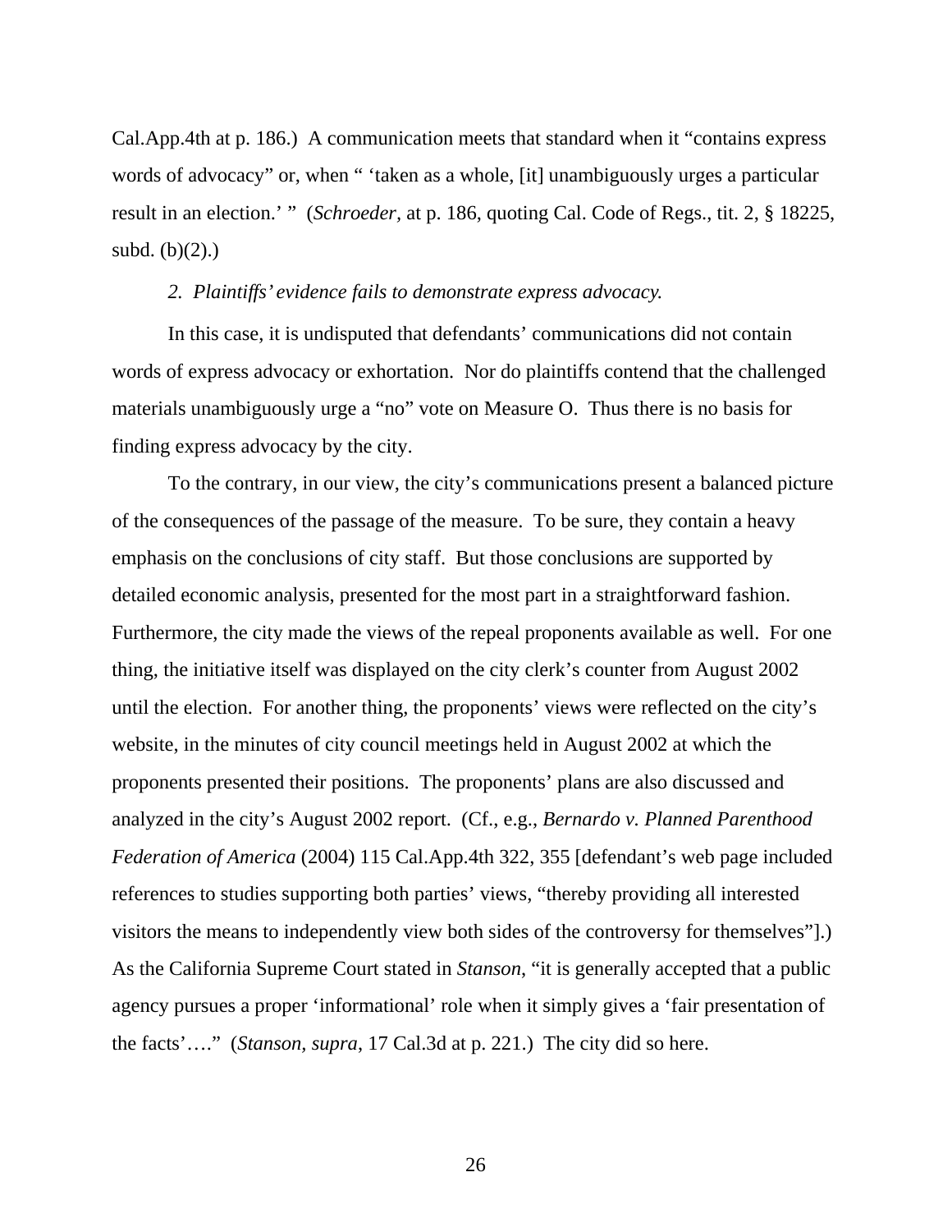Cal.App.4th at p. 186.) A communication meets that standard when it "contains express words of advocacy" or, when " 'taken as a whole, [it] unambiguously urges a particular result in an election.' " (*Schroeder*, at p. 186, quoting Cal. Code of Regs., tit. 2, § 18225, subd. (b)(2).)

*2. Plaintiffs' evidence fails to demonstrate express advocacy.*

In this case, it is undisputed that defendants' communications did not contain words of express advocacy or exhortation. Nor do plaintiffs contend that the challenged materials unambiguously urge a "no" vote on Measure O. Thus there is no basis for finding express advocacy by the city.

To the contrary, in our view, the city's communications present a balanced picture of the consequences of the passage of the measure. To be sure, they contain a heavy emphasis on the conclusions of city staff. But those conclusions are supported by detailed economic analysis, presented for the most part in a straightforward fashion. Furthermore, the city made the views of the repeal proponents available as well. For one thing, the initiative itself was displayed on the city clerk's counter from August 2002 until the election. For another thing, the proponents' views were reflected on the city's website, in the minutes of city council meetings held in August 2002 at which the proponents presented their positions. The proponents' plans are also discussed and analyzed in the city's August 2002 report. (Cf., e.g., *Bernardo v. Planned Parenthood Federation of America* (2004) 115 Cal.App.4th 322, 355 [defendant's web page included references to studies supporting both parties' views, "thereby providing all interested visitors the means to independently view both sides of the controversy for themselves"].) As the California Supreme Court stated in *Stanson*, "it is generally accepted that a public agency pursues a proper 'informational' role when it simply gives a 'fair presentation of the facts'…." (*Stanson*, *supra*, 17 Cal.3d at p. 221.) The city did so here.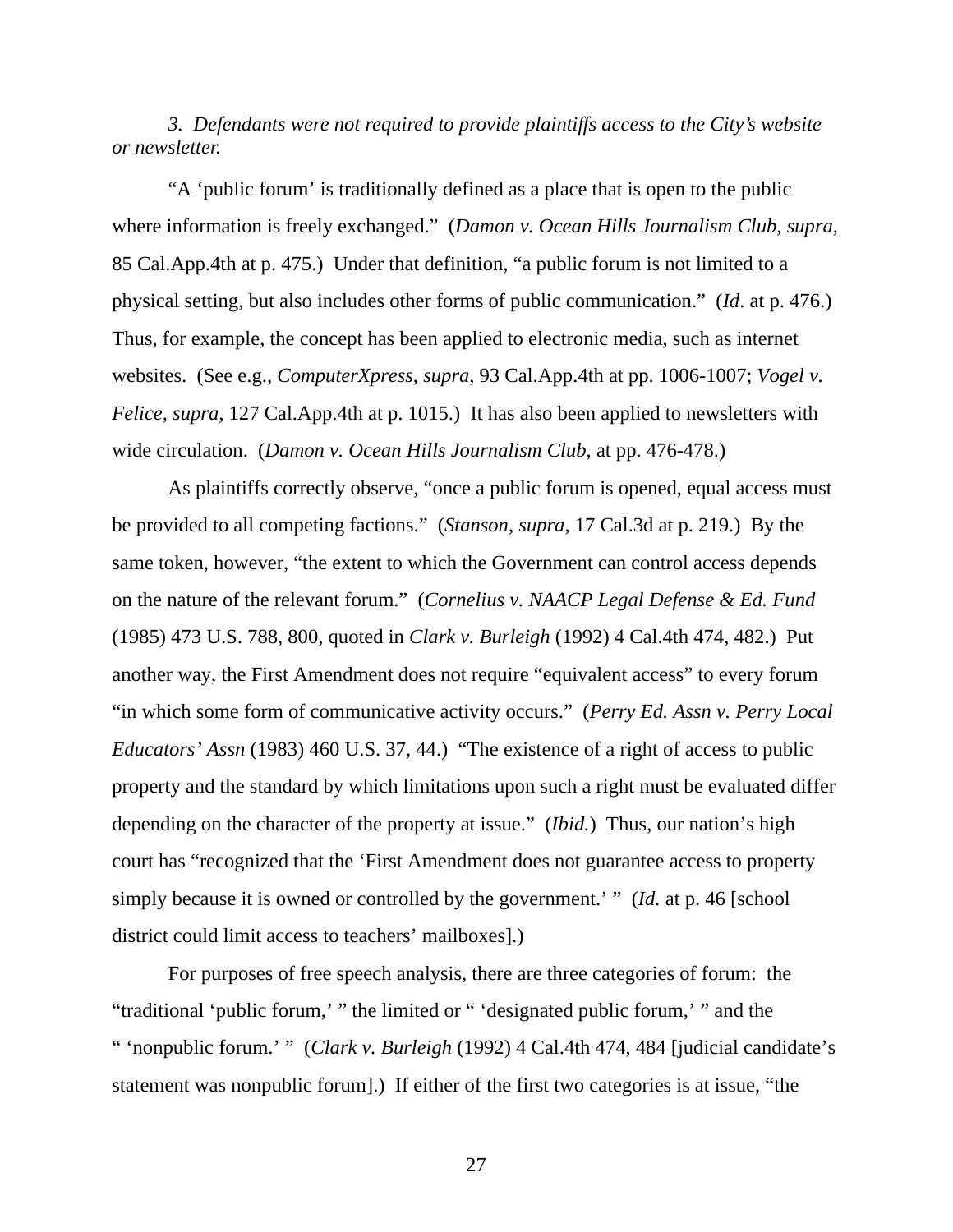*3. Defendants were not required to provide plaintiffs access to the City's website or newsletter.*

"A 'public forum' is traditionally defined as a place that is open to the public where information is freely exchanged." (*Damon v. Ocean Hills Journalism Club, supra,* 85 Cal.App.4th at p. 475.) Under that definition, "a public forum is not limited to a physical setting, but also includes other forms of public communication." (*Id*. at p. 476.) Thus, for example, the concept has been applied to electronic media, such as internet websites. (See e.g., *ComputerXpress, supra*, 93 Cal.App.4th at pp. 1006-1007; *Vogel v. Felice, supra,* 127 Cal.App.4th at p. 1015.) It has also been applied to newsletters with wide circulation. (*Damon v. Ocean Hills Journalism Club*, at pp. 476-478.)

As plaintiffs correctly observe, "once a public forum is opened, equal access must be provided to all competing factions." (*Stanson, supra*, 17 Cal.3d at p. 219.) By the same token, however, "the extent to which the Government can control access depends on the nature of the relevant forum." (*Cornelius v. NAACP Legal Defense & Ed. Fund* (1985) 473 U.S. 788, 800, quoted in *Clark v. Burleigh* (1992) 4 Cal.4th 474, 482.) Put another way, the First Amendment does not require "equivalent access" to every forum "in which some form of communicative activity occurs." (*Perry Ed. Assn v. Perry Local Educators' Assn* (1983) 460 U.S. 37, 44.) "The existence of a right of access to public property and the standard by which limitations upon such a right must be evaluated differ depending on the character of the property at issue." (*Ibid.*) Thus, our nation's high court has "recognized that the 'First Amendment does not guarantee access to property simply because it is owned or controlled by the government.' " (*Id.* at p. 46 [school district could limit access to teachers' mailboxes].)

For purposes of free speech analysis, there are three categories of forum: the "traditional 'public forum,' " the limited or " 'designated public forum,' " and the " 'nonpublic forum.' " (*Clark v. Burleigh* (1992) 4 Cal.4th 474, 484 [judicial candidate's statement was nonpublic forum].) If either of the first two categories is at issue, "the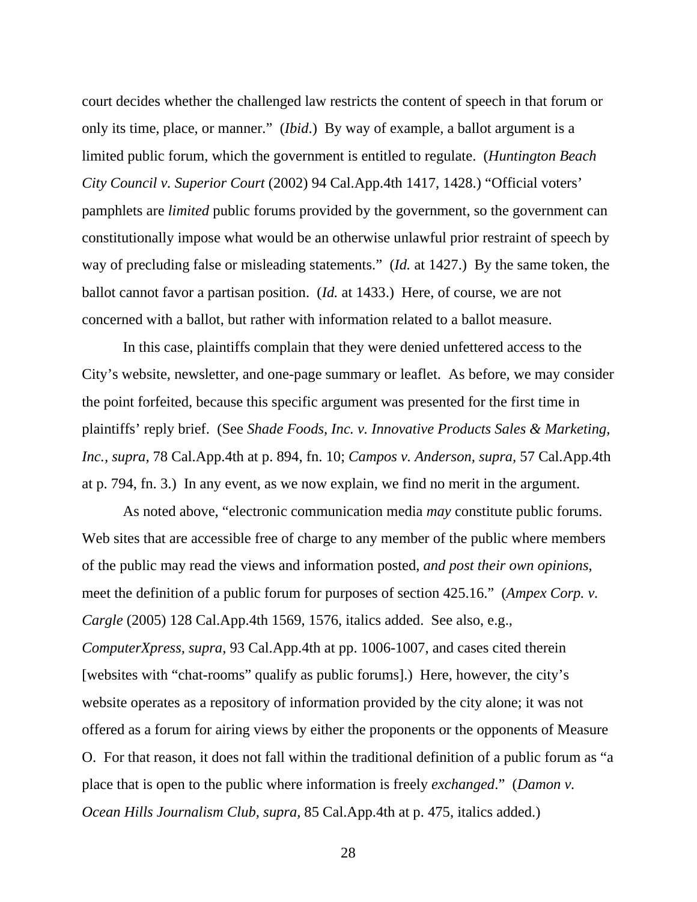court decides whether the challenged law restricts the content of speech in that forum or only its time, place, or manner." (*Ibid*.) By way of example, a ballot argument is a limited public forum, which the government is entitled to regulate. (*Huntington Beach City Council v. Superior Court* (2002) 94 Cal.App.4th 1417, 1428.) "Official voters' pamphlets are *limited* public forums provided by the government, so the government can constitutionally impose what would be an otherwise unlawful prior restraint of speech by way of precluding false or misleading statements." (*Id.* at 1427.) By the same token, the ballot cannot favor a partisan position. (*Id.* at 1433.) Here, of course, we are not concerned with a ballot, but rather with information related to a ballot measure.

In this case, plaintiffs complain that they were denied unfettered access to the City's website, newsletter, and one-page summary or leaflet. As before, we may consider the point forfeited, because this specific argument was presented for the first time in plaintiffs' reply brief. (See *Shade Foods, Inc. v. Innovative Products Sales & Marketing, Inc., supra,* 78 Cal.App.4th at p. 894, fn. 10; *Campos v. Anderson, supra,* 57 Cal.App.4th at p. 794, fn. 3.) In any event, as we now explain, we find no merit in the argument.

As noted above, "electronic communication media *may* constitute public forums. Web sites that are accessible free of charge to any member of the public where members of the public may read the views and information posted, *and post their own opinions*, meet the definition of a public forum for purposes of section 425.16." (*Ampex Corp. v. Cargle* (2005) 128 Cal.App.4th 1569, 1576, italics added. See also, e.g., *ComputerXpress, supra*, 93 Cal.App.4th at pp. 1006-1007, and cases cited therein [websites with "chat-rooms" qualify as public forums].) Here, however, the city's website operates as a repository of information provided by the city alone; it was not offered as a forum for airing views by either the proponents or the opponents of Measure O. For that reason, it does not fall within the traditional definition of a public forum as "a place that is open to the public where information is freely *exchanged*." (*Damon v. Ocean Hills Journalism Club, supra,* 85 Cal.App.4th at p. 475, italics added.)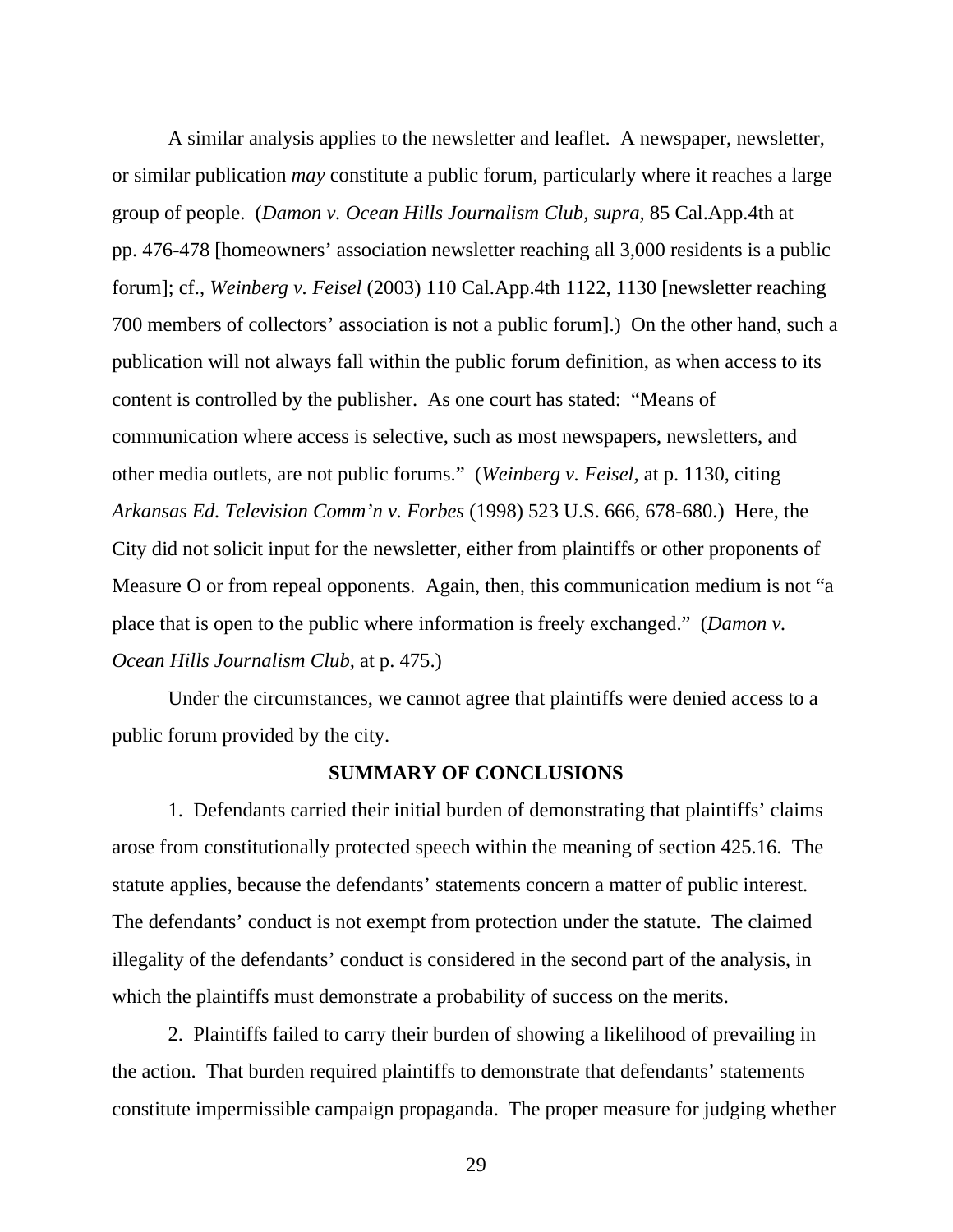A similar analysis applies to the newsletter and leaflet. A newspaper, newsletter, or similar publication *may* constitute a public forum, particularly where it reaches a large group of people. (*Damon v. Ocean Hills Journalism Club, supra*, 85 Cal.App.4th at pp. 476-478 [homeowners' association newsletter reaching all 3,000 residents is a public forum]; cf., *Weinberg v. Feisel* (2003) 110 Cal.App.4th 1122, 1130 [newsletter reaching 700 members of collectors' association is not a public forum].) On the other hand, such a publication will not always fall within the public forum definition, as when access to its content is controlled by the publisher. As one court has stated: "Means of communication where access is selective, such as most newspapers, newsletters, and other media outlets, are not public forums." (*Weinberg v. Feisel*, at p. 1130, citing *Arkansas Ed. Television Comm'n v. Forbes* (1998) 523 U.S. 666, 678-680.) Here, the City did not solicit input for the newsletter, either from plaintiffs or other proponents of Measure O or from repeal opponents. Again, then, this communication medium is not "a place that is open to the public where information is freely exchanged." (*Damon v. Ocean Hills Journalism Club,* at p. 475.)

Under the circumstances, we cannot agree that plaintiffs were denied access to a public forum provided by the city.

## SUMMARY OF CONCLUSIONS

1. Defendants carried their initial burden of demonstrating that plaintiffs' claims arose from constitutionally protected speech within the meaning of section 425.16. The statute applies, because the defendants' statements concern a matter of public interest. The defendants' conduct is not exempt from protection under the statute. The claimed illegality of the defendants' conduct is considered in the second part of the analysis, in which the plaintiffs must demonstrate a probability of success on the merits.

2. Plaintiffs failed to carry their burden of showing a likelihood of prevailing in the action. That burden required plaintiffs to demonstrate that defendants' statements constitute impermissible campaign propaganda. The proper measure for judging whether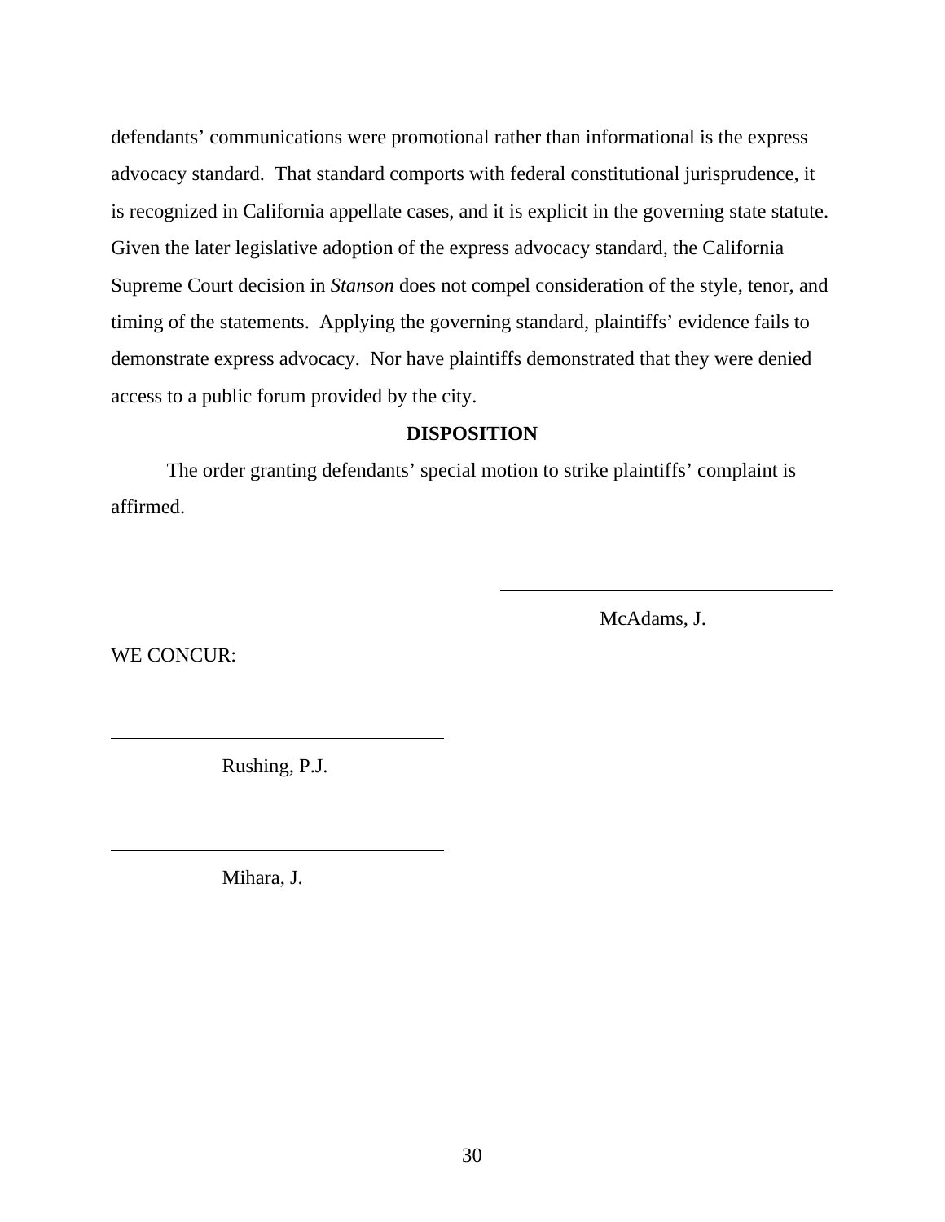defendants' communications were promotional rather than informational is the express advocacy standard. That standard comports with federal constitutional jurisprudence, it is recognized in California appellate cases, and it is explicit in the governing state statute. Given the later legislative adoption of the express advocacy standard, the California Supreme Court decision in *Stanson* does not compel consideration of the style, tenor, and timing of the statements. Applying the governing standard, plaintiffs' evidence fails to demonstrate express advocacy. Nor have plaintiffs demonstrated that they were denied access to a public forum provided by the city.

**DISPOSITION**

The order granting defendants' special motion to strike plaintiffs' complaint is affirmed.

McAdams, J.

WE CONCUR:

Rushing, P.J.

Mihara, J.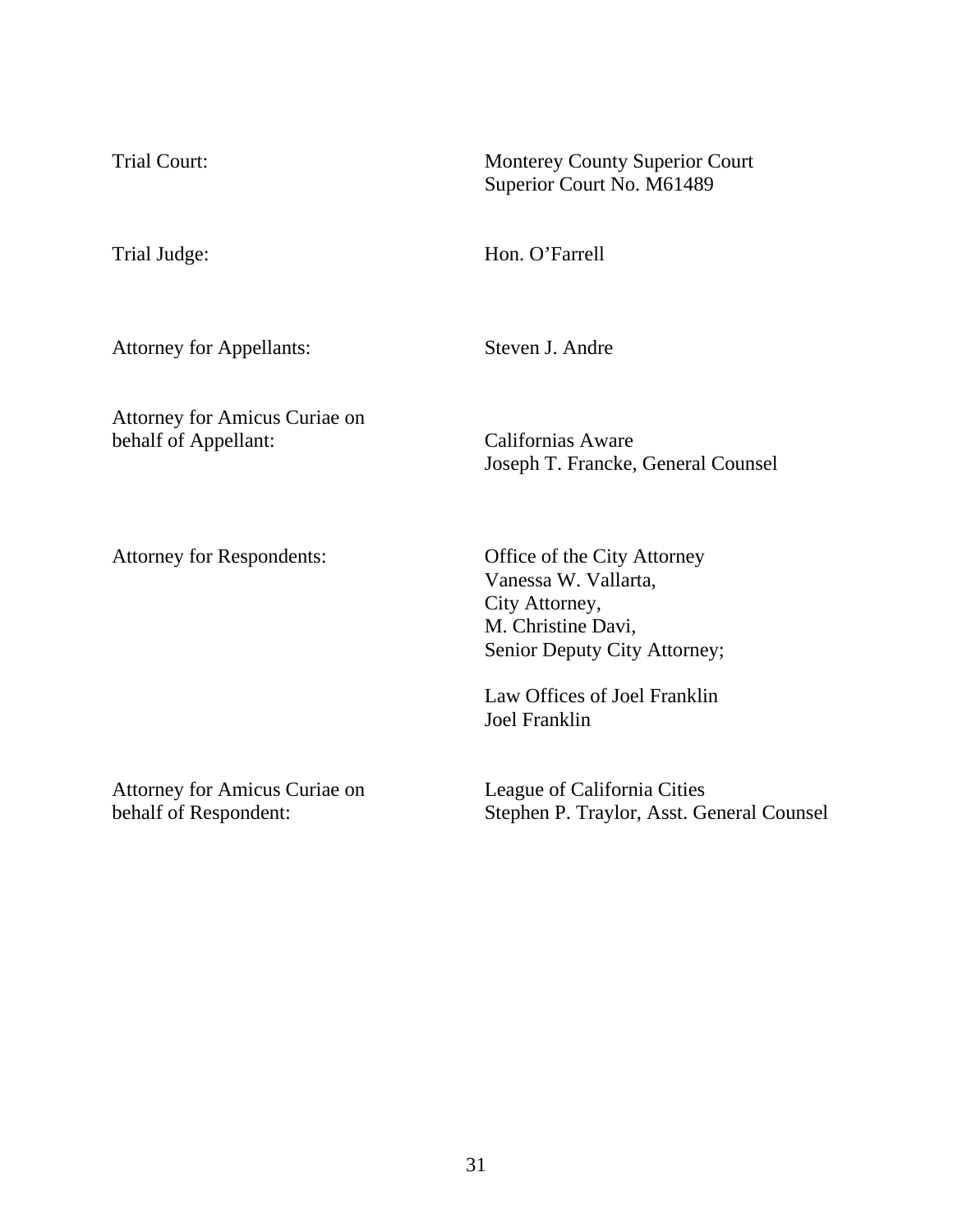| | |
|---|---|
| Trial Court: | Monterey County Superior Court<br>Superior Court No. M61489 |
| Trial Judge: | Hon. O'Farrell |
| Attorney for Appellants: | Steven J. Andre |
| Attorney for Amicus Curiae on behalf of Appellant: | Californias Aware<br>Joseph T. Francke, General Counsel |
| Attorney for Respondents: | Office of the City Attorney<br>Vanessa W. Vallarta,<br>City Attorney,<br>M. Christine Davi,<br>Senior Deputy City Attorney;<br><br>Law Offices of Joel Franklin<br>Joel Franklin |
| Attorney for Amicus Curiae on behalf of Respondent: | League of California Cities<br>Stephen P. Traylor, Asst. General Counsel |